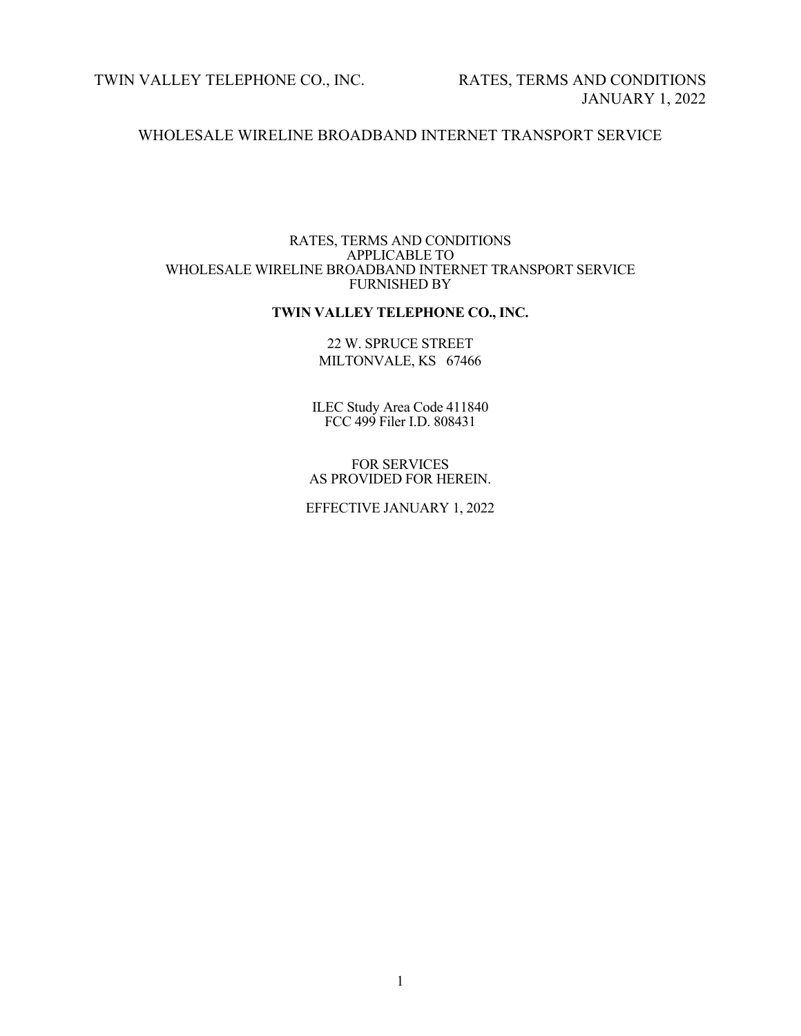# WHOLESALE WIRELINE BROADBAND INTERNET TRANSPORT SERVICE

RATES, TERMS AND CONDITIONS
APPLICABLE TO
WHOLESALE WIRELINE BROADBAND INTERNET TRANSPORT SERVICE
FURNISHED BY

**TWIN VALLEY TELEPHONE CO., INC.**

22 W. SPRUCE STREET
MILTONVALE, KS 67466

ILEC Study Area Code 411840
FCC 499 Filer I.D. 808431

FOR SERVICES
AS PROVIDED FOR HEREIN.

EFFECTIVE JANUARY 1, 2022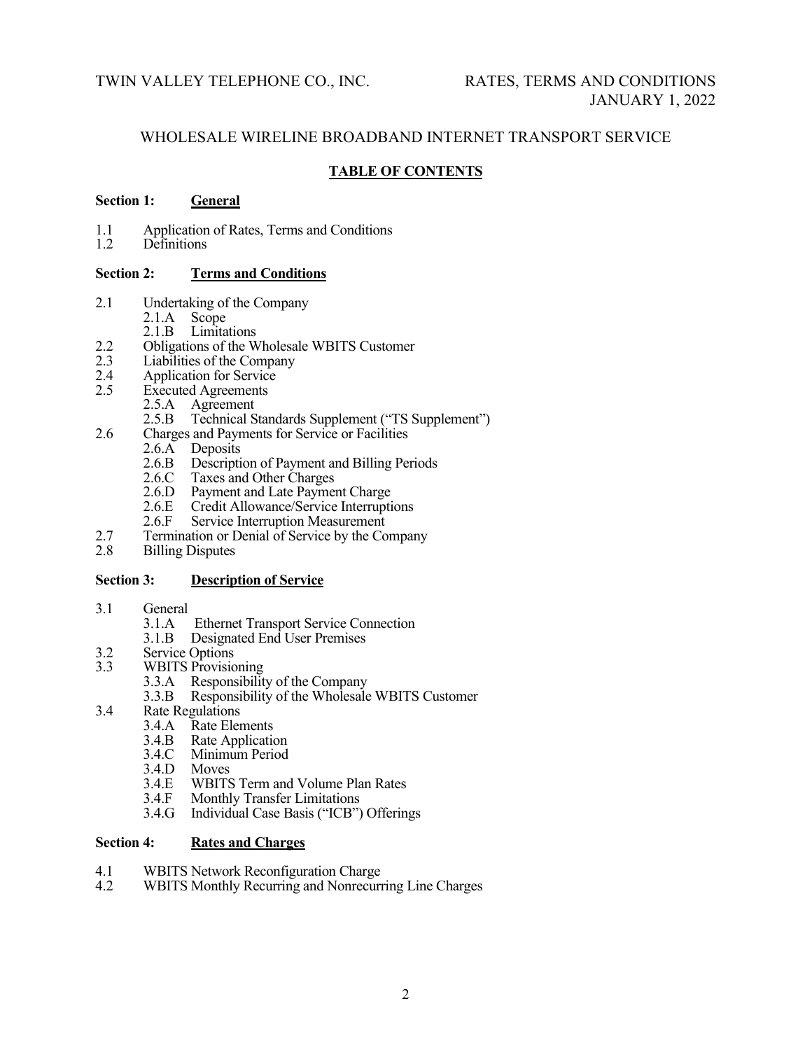TWIN VALLEY TELEPHONE CO., INC. RATES, TERMS AND CONDITIONS JANUARY 1, 2022

WHOLESALE WIRELINE BROADBAND INTERNET TRANSPORT SERVICE

**TABLE OF CONTENTS**

**Section 1: General**

- 1.1 Application of Rates, Terms and Conditions
- 1.2 Definitions

**Section 2: Terms and Conditions**

- 2.1 Undertaking of the Company
  - 2.1.A Scope
  - 2.1.B Limitations
- 2.2 Obligations of the Wholesale WBITS Customer
- 2.3 Liabilities of the Company
- 2.4 Application for Service
- 2.5 Executed Agreements
  - 2.5.A Agreement
  - 2.5.B Technical Standards Supplement ("TS Supplement")
- 2.6 Charges and Payments for Service or Facilities
  - 2.6.A Deposits
  - 2.6.B Description of Payment and Billing Periods
  - 2.6.C Taxes and Other Charges
  - 2.6.D Payment and Late Payment Charge
  - 2.6.E Credit Allowance/Service Interruptions
  - 2.6.F Service Interruption Measurement
- 2.7 Termination or Denial of Service by the Company
- 2.8 Billing Disputes

**Section 3: Description of Service**

- 3.1 General
  - 3.1.A Ethernet Transport Service Connection
  - 3.1.B Designated End User Premises
- 3.2 Service Options
- 3.3 WBITS Provisioning
  - 3.3.A Responsibility of the Company
  - 3.3.B Responsibility of the Wholesale WBITS Customer
- 3.4 Rate Regulations
  - 3.4.A Rate Elements
  - 3.4.B Rate Application
  - 3.4.C Minimum Period
  - 3.4.D Moves
  - 3.4.E WBITS Term and Volume Plan Rates
  - 3.4.F Monthly Transfer Limitations
  - 3.4.G Individual Case Basis ("ICB") Offerings

**Section 4: Rates and Charges**

- 4.1 WBITS Network Reconfiguration Charge
- 4.2 WBITS Monthly Recurring and Nonrecurring Line Charges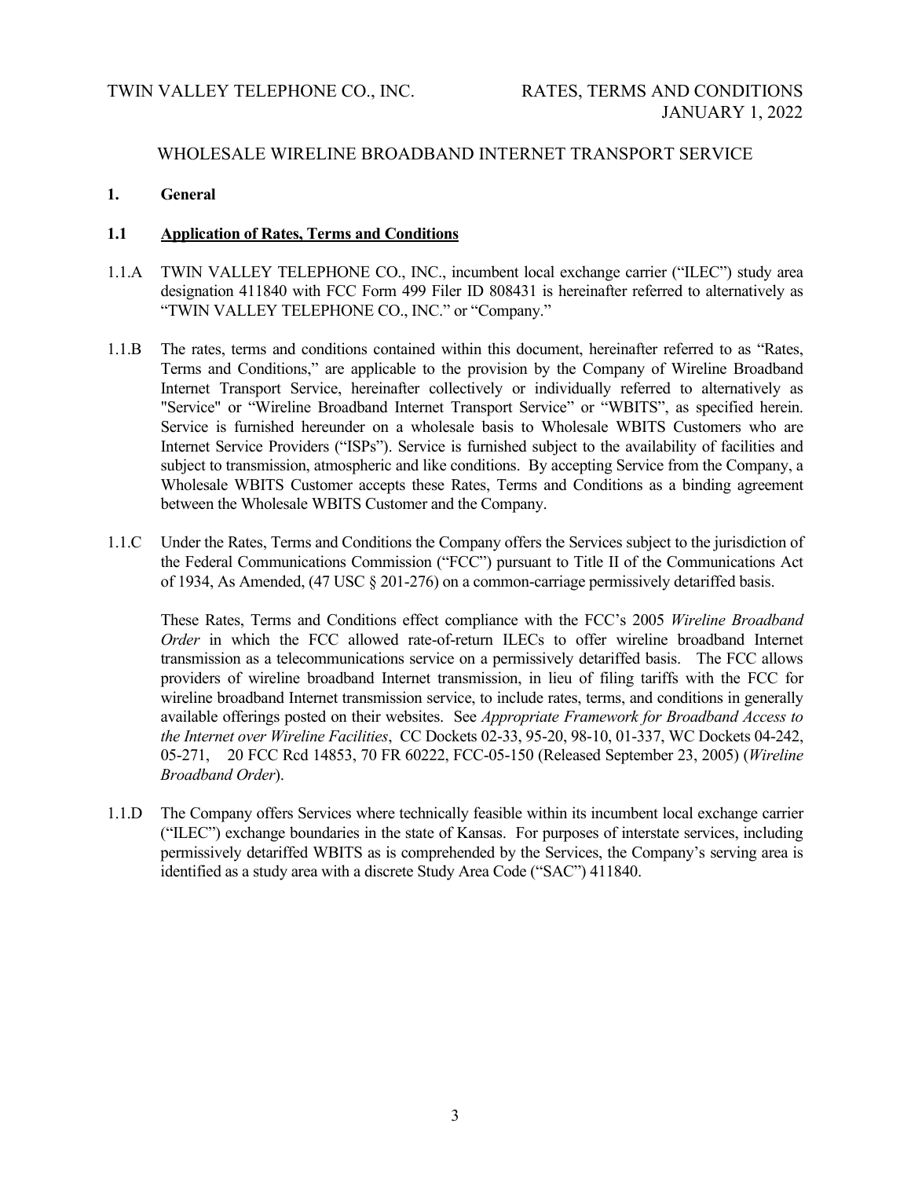# WHOLESALE WIRELINE BROADBAND INTERNET TRANSPORT SERVICE

## 1. General

### 1.1 Application of Rates, Terms and Conditions

1.1.A TWIN VALLEY TELEPHONE CO., INC., incumbent local exchange carrier ("ILEC") study area designation 411840 with FCC Form 499 Filer ID 808431 is hereinafter referred to alternatively as "TWIN VALLEY TELEPHONE CO., INC." or "Company."

1.1.B The rates, terms and conditions contained within this document, hereinafter referred to as "Rates, Terms and Conditions," are applicable to the provision by the Company of Wireline Broadband Internet Transport Service, hereinafter collectively or individually referred to alternatively as "Service" or "Wireline Broadband Internet Transport Service" or "WBITS", as specified herein. Service is furnished hereunder on a wholesale basis to Wholesale WBITS Customers who are Internet Service Providers ("ISPs"). Service is furnished subject to the availability of facilities and subject to transmission, atmospheric and like conditions. By accepting Service from the Company, a Wholesale WBITS Customer accepts these Rates, Terms and Conditions as a binding agreement between the Wholesale WBITS Customer and the Company.

1.1.C Under the Rates, Terms and Conditions the Company offers the Services subject to the jurisdiction of the Federal Communications Commission ("FCC") pursuant to Title II of the Communications Act of 1934, As Amended, (47 USC § 201-276) on a common-carriage permissively detariffed basis.

These Rates, Terms and Conditions effect compliance with the FCC's 2005 *Wireline Broadband Order* in which the FCC allowed rate-of-return ILECs to offer wireline broadband Internet transmission as a telecommunications service on a permissively detariffed basis. The FCC allows providers of wireline broadband Internet transmission, in lieu of filing tariffs with the FCC for wireline broadband Internet transmission service, to include rates, terms, and conditions in generally available offerings posted on their websites. See *Appropriate Framework for Broadband Access to the Internet over Wireline Facilities*, CC Dockets 02-33, 95-20, 98-10, 01-337, WC Dockets 04-242, 05-271, 20 FCC Rcd 14853, 70 FR 60222, FCC-05-150 (Released September 23, 2005) (*Wireline Broadband Order*).

1.1.D The Company offers Services where technically feasible within its incumbent local exchange carrier ("ILEC") exchange boundaries in the state of Kansas. For purposes of interstate services, including permissively detariffed WBITS as is comprehended by the Services, the Company's serving area is identified as a study area with a discrete Study Area Code ("SAC") 411840.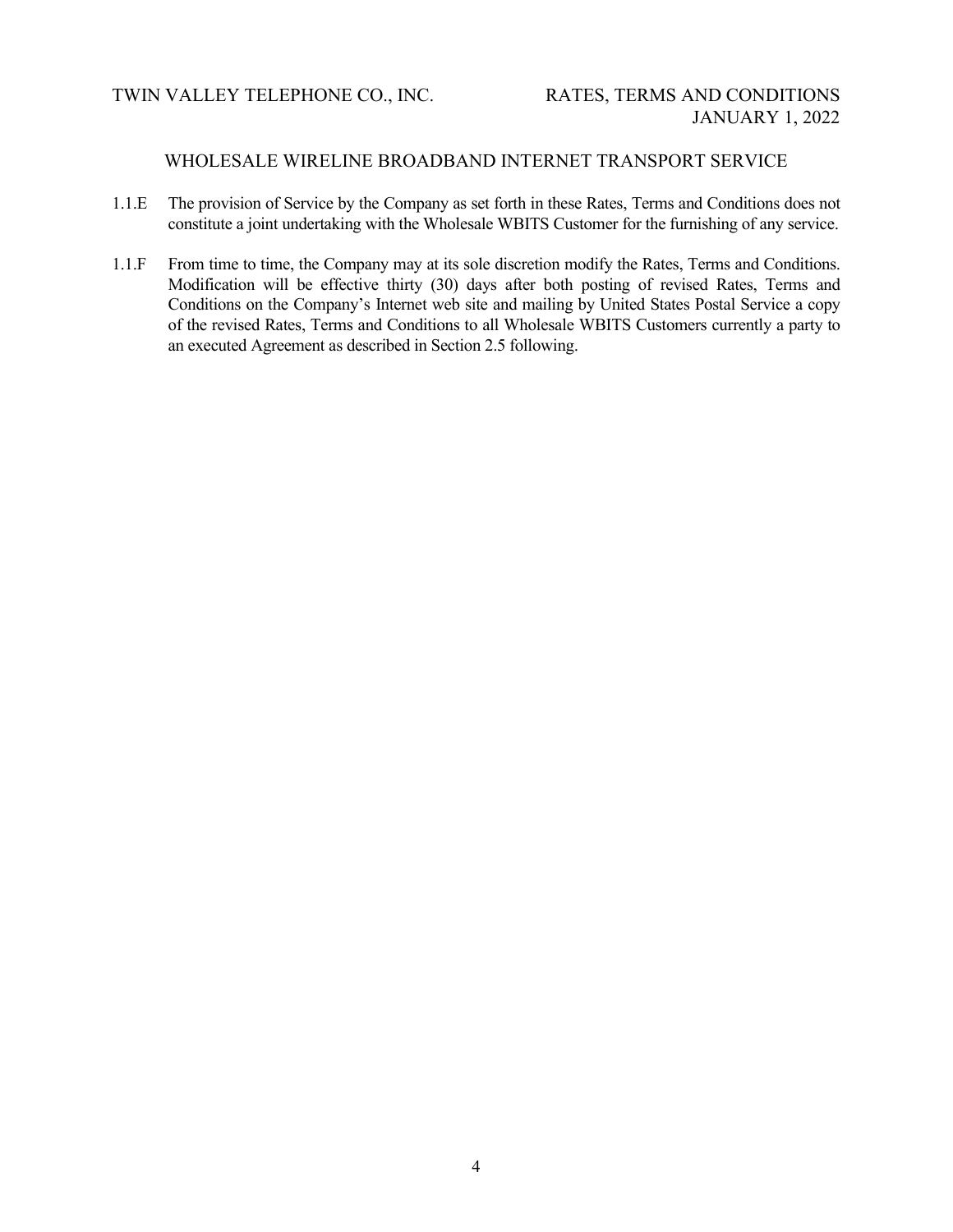WHOLESALE WIRELINE BROADBAND INTERNET TRANSPORT SERVICE

1.1.E The provision of Service by the Company as set forth in these Rates, Terms and Conditions does not constitute a joint undertaking with the Wholesale WBITS Customer for the furnishing of any service.

1.1.F From time to time, the Company may at its sole discretion modify the Rates, Terms and Conditions. Modification will be effective thirty (30) days after both posting of revised Rates, Terms and Conditions on the Company's Internet web site and mailing by United States Postal Service a copy of the revised Rates, Terms and Conditions to all Wholesale WBITS Customers currently a party to an executed Agreement as described in Section 2.5 following.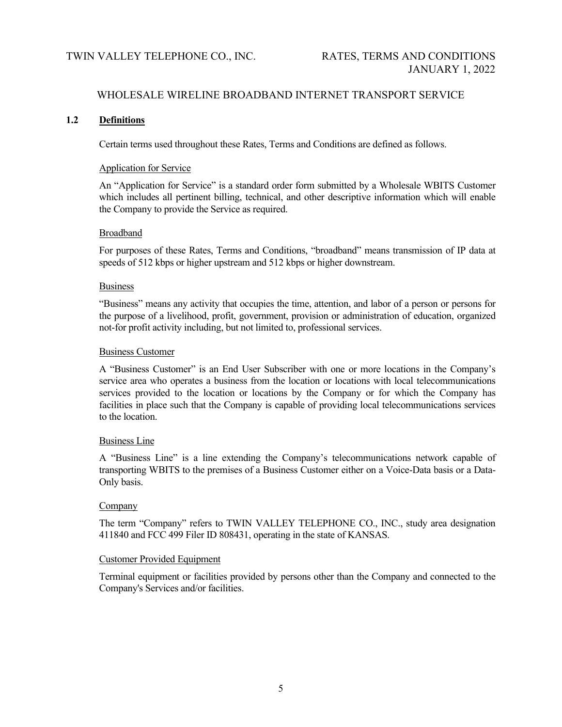## 1.2 Definitions

Certain terms used throughout these Rates, Terms and Conditions are defined as follows.

Application for Service

An "Application for Service" is a standard order form submitted by a Wholesale WBITS Customer which includes all pertinent billing, technical, and other descriptive information which will enable the Company to provide the Service as required.

Broadband

For purposes of these Rates, Terms and Conditions, "broadband" means transmission of IP data at speeds of 512 kbps or higher upstream and 512 kbps or higher downstream.

Business

"Business" means any activity that occupies the time, attention, and labor of a person or persons for the purpose of a livelihood, profit, government, provision or administration of education, organized not-for profit activity including, but not limited to, professional services.

Business Customer

A "Business Customer" is an End User Subscriber with one or more locations in the Company's service area who operates a business from the location or locations with local telecommunications services provided to the location or locations by the Company or for which the Company has facilities in place such that the Company is capable of providing local telecommunications services to the location.

Business Line

A "Business Line" is a line extending the Company's telecommunications network capable of transporting WBITS to the premises of a Business Customer either on a Voice-Data basis or a Data-Only basis.

Company

The term "Company" refers to TWIN VALLEY TELEPHONE CO., INC., study area designation 411840 and FCC 499 Filer ID 808431, operating in the state of KANSAS.

Customer Provided Equipment

Terminal equipment or facilities provided by persons other than the Company and connected to the Company's Services and/or facilities.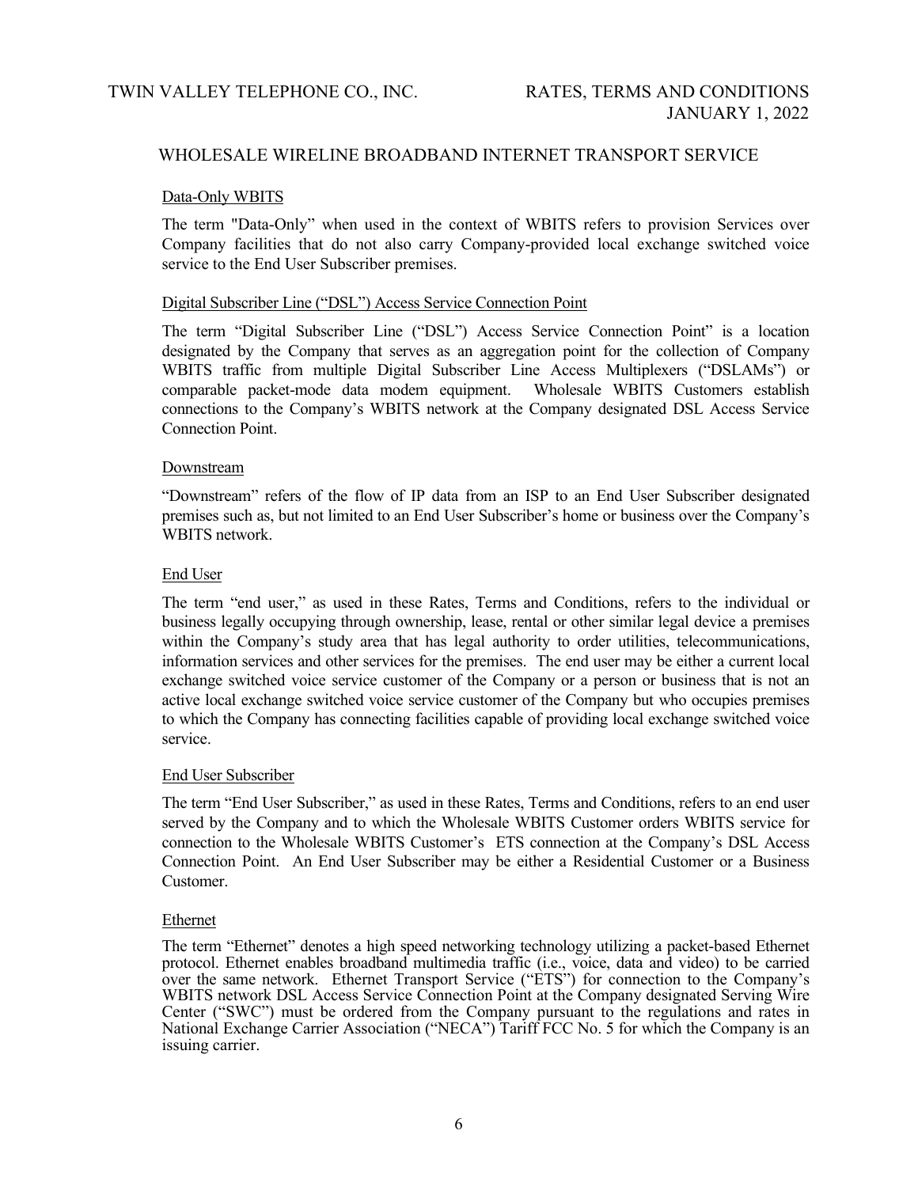## WHOLESALE WIRELINE BROADBAND INTERNET TRANSPORT SERVICE

<u>Data-Only WBITS</u>

The term "Data-Only" when used in the context of WBITS refers to provision Services over Company facilities that do not also carry Company-provided local exchange switched voice service to the End User Subscriber premises.

<u>Digital Subscriber Line ("DSL") Access Service Connection Point</u>

The term "Digital Subscriber Line ("DSL") Access Service Connection Point" is a location designated by the Company that serves as an aggregation point for the collection of Company WBITS traffic from multiple Digital Subscriber Line Access Multiplexers ("DSLAMs") or comparable packet-mode data modem equipment. Wholesale WBITS Customers establish connections to the Company's WBITS network at the Company designated DSL Access Service Connection Point.

<u>Downstream</u>

"Downstream" refers of the flow of IP data from an ISP to an End User Subscriber designated premises such as, but not limited to an End User Subscriber's home or business over the Company's WBITS network.

<u>End User</u>

The term "end user," as used in these Rates, Terms and Conditions, refers to the individual or business legally occupying through ownership, lease, rental or other similar legal device a premises within the Company's study area that has legal authority to order utilities, telecommunications, information services and other services for the premises. The end user may be either a current local exchange switched voice service customer of the Company or a person or business that is not an active local exchange switched voice service customer of the Company but who occupies premises to which the Company has connecting facilities capable of providing local exchange switched voice service.

<u>End User Subscriber</u>

The term "End User Subscriber," as used in these Rates, Terms and Conditions, refers to an end user served by the Company and to which the Wholesale WBITS Customer orders WBITS service for connection to the Wholesale WBITS Customer's ETS connection at the Company's DSL Access Connection Point. An End User Subscriber may be either a Residential Customer or a Business Customer.

<u>Ethernet</u>

The term "Ethernet" denotes a high speed networking technology utilizing a packet-based Ethernet protocol. Ethernet enables broadband multimedia traffic (i.e., voice, data and video) to be carried over the same network. Ethernet Transport Service ("ETS") for connection to the Company's WBITS network DSL Access Service Connection Point at the Company designated Serving Wire Center ("SWC") must be ordered from the Company pursuant to the regulations and rates in National Exchange Carrier Association ("NECA") Tariff FCC No. 5 for which the Company is an issuing carrier.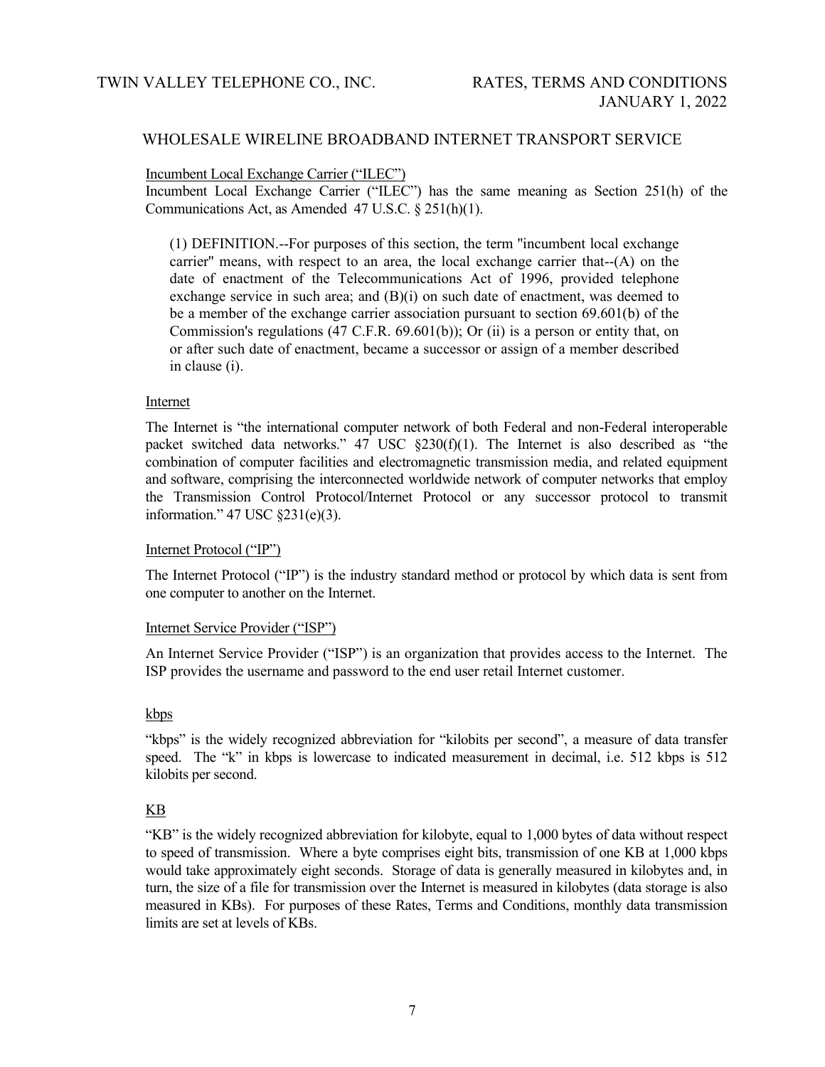## WHOLESALE WIRELINE BROADBAND INTERNET TRANSPORT SERVICE

Incumbent Local Exchange Carrier ("ILEC")

Incumbent Local Exchange Carrier ("ILEC") has the same meaning as Section 251(h) of the Communications Act, as Amended 47 U.S.C. § 251(h)(1).

> (1) DEFINITION.--For purposes of this section, the term "incumbent local exchange carrier" means, with respect to an area, the local exchange carrier that--(A) on the date of enactment of the Telecommunications Act of 1996, provided telephone exchange service in such area; and (B)(i) on such date of enactment, was deemed to be a member of the exchange carrier association pursuant to section 69.601(b) of the Commission's regulations (47 C.F.R. 69.601(b)); Or (ii) is a person or entity that, on or after such date of enactment, became a successor or assign of a member described in clause (i).

Internet

The Internet is "the international computer network of both Federal and non-Federal interoperable packet switched data networks." 47 USC §230(f)(1). The Internet is also described as "the combination of computer facilities and electromagnetic transmission media, and related equipment and software, comprising the interconnected worldwide network of computer networks that employ the Transmission Control Protocol/Internet Protocol or any successor protocol to transmit information." 47 USC §231(e)(3).

Internet Protocol ("IP")

The Internet Protocol ("IP") is the industry standard method or protocol by which data is sent from one computer to another on the Internet.

Internet Service Provider ("ISP")

An Internet Service Provider ("ISP") is an organization that provides access to the Internet. The ISP provides the username and password to the end user retail Internet customer.

kbps

"kbps" is the widely recognized abbreviation for "kilobits per second", a measure of data transfer speed. The "k" in kbps is lowercase to indicated measurement in decimal, i.e. 512 kbps is 512 kilobits per second.

KB

"KB" is the widely recognized abbreviation for kilobyte, equal to 1,000 bytes of data without respect to speed of transmission. Where a byte comprises eight bits, transmission of one KB at 1,000 kbps would take approximately eight seconds. Storage of data is generally measured in kilobytes and, in turn, the size of a file for transmission over the Internet is measured in kilobytes (data storage is also measured in KBs). For purposes of these Rates, Terms and Conditions, monthly data transmission limits are set at levels of KBs.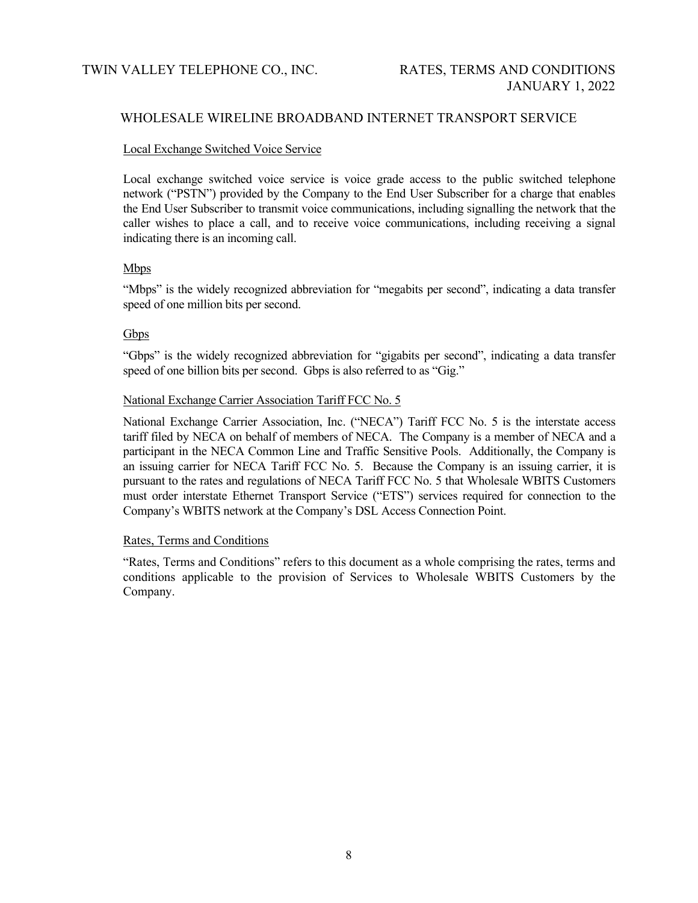## WHOLESALE WIRELINE BROADBAND INTERNET TRANSPORT SERVICE

Local Exchange Switched Voice Service

Local exchange switched voice service is voice grade access to the public switched telephone network ("PSTN") provided by the Company to the End User Subscriber for a charge that enables the End User Subscriber to transmit voice communications, including signalling the network that the caller wishes to place a call, and to receive voice communications, including receiving a signal indicating there is an incoming call.

Mbps

"Mbps" is the widely recognized abbreviation for "megabits per second", indicating a data transfer speed of one million bits per second.

Gbps

"Gbps" is the widely recognized abbreviation for "gigabits per second", indicating a data transfer speed of one billion bits per second. Gbps is also referred to as "Gig."

National Exchange Carrier Association Tariff FCC No. 5

National Exchange Carrier Association, Inc. ("NECA") Tariff FCC No. 5 is the interstate access tariff filed by NECA on behalf of members of NECA. The Company is a member of NECA and a participant in the NECA Common Line and Traffic Sensitive Pools. Additionally, the Company is an issuing carrier for NECA Tariff FCC No. 5. Because the Company is an issuing carrier, it is pursuant to the rates and regulations of NECA Tariff FCC No. 5 that Wholesale WBITS Customers must order interstate Ethernet Transport Service ("ETS") services required for connection to the Company's WBITS network at the Company's DSL Access Connection Point.

Rates, Terms and Conditions

"Rates, Terms and Conditions" refers to this document as a whole comprising the rates, terms and conditions applicable to the provision of Services to Wholesale WBITS Customers by the Company.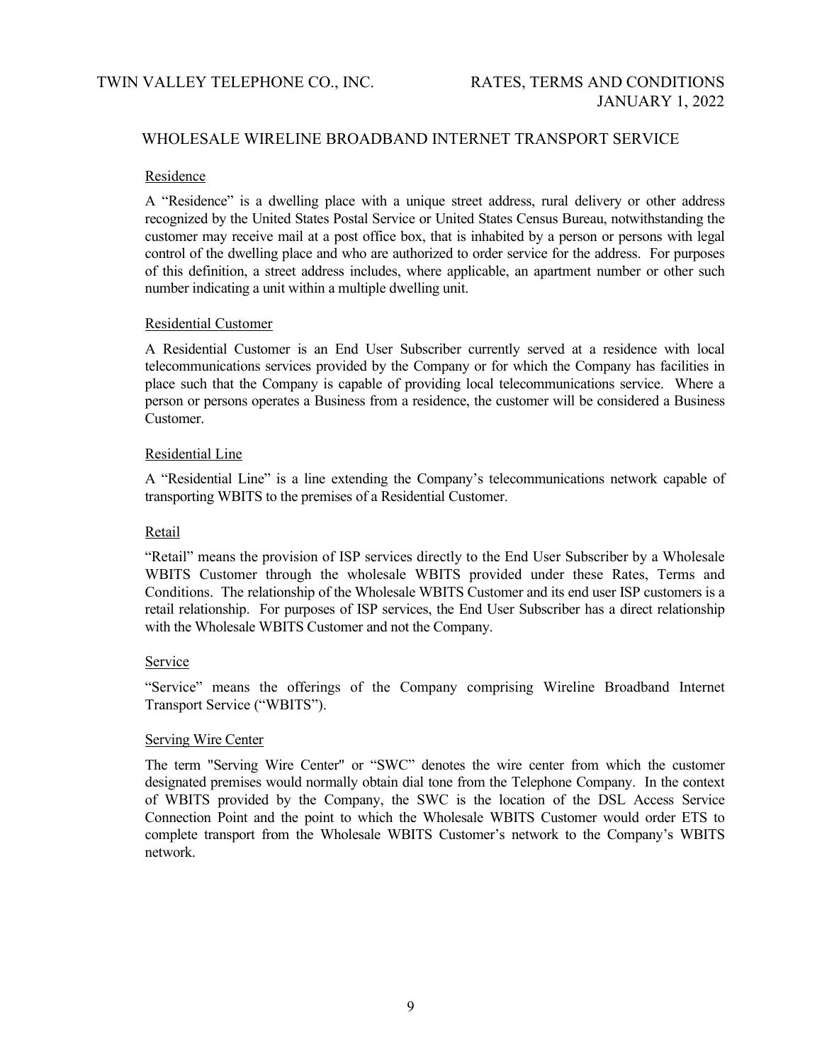## WHOLESALE WIRELINE BROADBAND INTERNET TRANSPORT SERVICE

### Residence

A "Residence" is a dwelling place with a unique street address, rural delivery or other address recognized by the United States Postal Service or United States Census Bureau, notwithstanding the customer may receive mail at a post office box, that is inhabited by a person or persons with legal control of the dwelling place and who are authorized to order service for the address. For purposes of this definition, a street address includes, where applicable, an apartment number or other such number indicating a unit within a multiple dwelling unit.

### Residential Customer

A Residential Customer is an End User Subscriber currently served at a residence with local telecommunications services provided by the Company or for which the Company has facilities in place such that the Company is capable of providing local telecommunications service. Where a person or persons operates a Business from a residence, the customer will be considered a Business Customer.

### Residential Line

A "Residential Line" is a line extending the Company's telecommunications network capable of transporting WBITS to the premises of a Residential Customer.

### Retail

"Retail" means the provision of ISP services directly to the End User Subscriber by a Wholesale WBITS Customer through the wholesale WBITS provided under these Rates, Terms and Conditions. The relationship of the Wholesale WBITS Customer and its end user ISP customers is a retail relationship. For purposes of ISP services, the End User Subscriber has a direct relationship with the Wholesale WBITS Customer and not the Company.

### Service

"Service" means the offerings of the Company comprising Wireline Broadband Internet Transport Service ("WBITS").

### Serving Wire Center

The term "Serving Wire Center" or "SWC" denotes the wire center from which the customer designated premises would normally obtain dial tone from the Telephone Company. In the context of WBITS provided by the Company, the SWC is the location of the DSL Access Service Connection Point and the point to which the Wholesale WBITS Customer would order ETS to complete transport from the Wholesale WBITS Customer's network to the Company's WBITS network.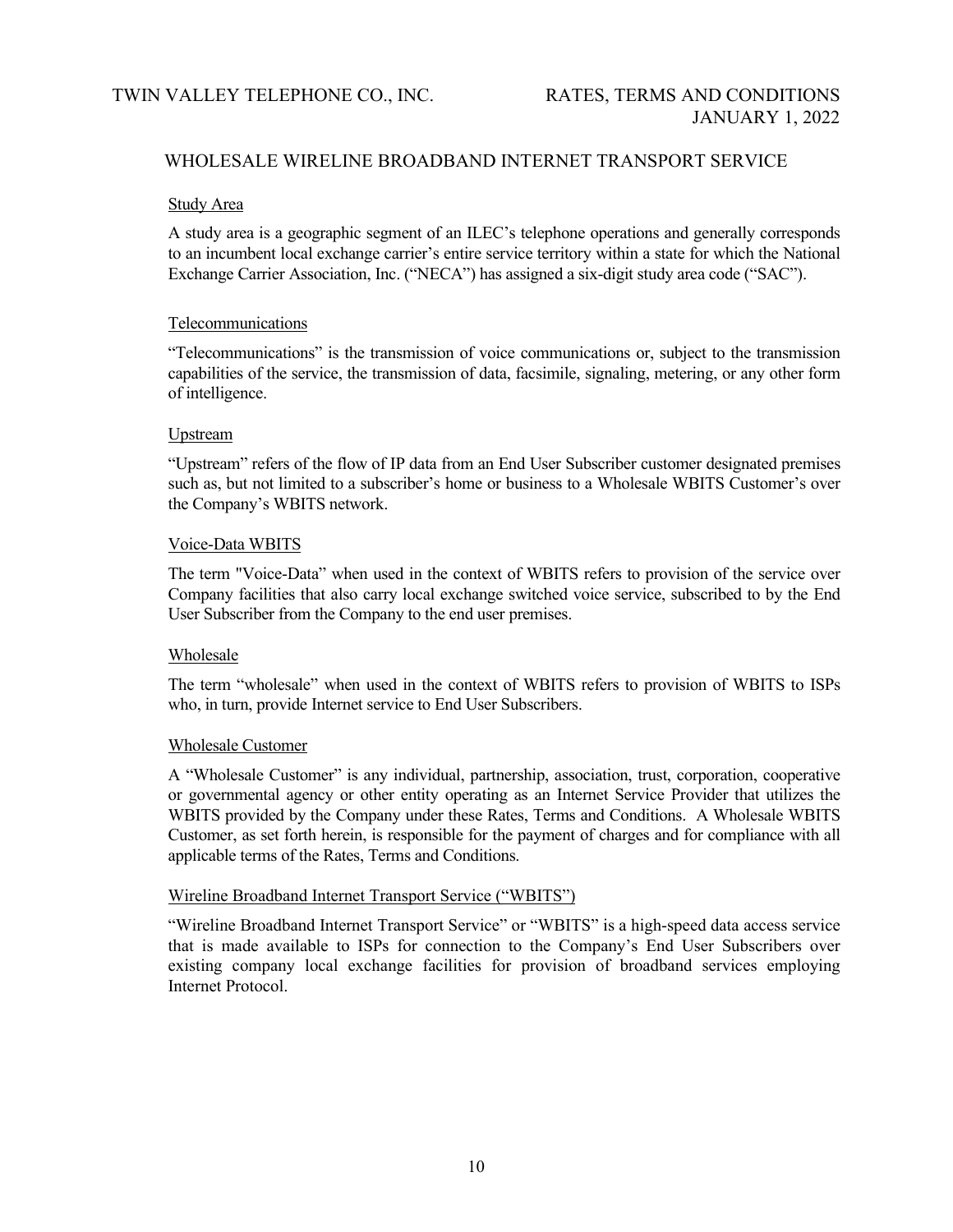## WHOLESALE WIRELINE BROADBAND INTERNET TRANSPORT SERVICE

### Study Area

A study area is a geographic segment of an ILEC's telephone operations and generally corresponds to an incumbent local exchange carrier's entire service territory within a state for which the National Exchange Carrier Association, Inc. ("NECA") has assigned a six-digit study area code ("SAC").

### Telecommunications

"Telecommunications" is the transmission of voice communications or, subject to the transmission capabilities of the service, the transmission of data, facsimile, signaling, metering, or any other form of intelligence.

### Upstream

"Upstream" refers of the flow of IP data from an End User Subscriber customer designated premises such as, but not limited to a subscriber's home or business to a Wholesale WBITS Customer's over the Company's WBITS network.

### Voice-Data WBITS

The term "Voice-Data" when used in the context of WBITS refers to provision of the service over Company facilities that also carry local exchange switched voice service, subscribed to by the End User Subscriber from the Company to the end user premises.

### Wholesale

The term "wholesale" when used in the context of WBITS refers to provision of WBITS to ISPs who, in turn, provide Internet service to End User Subscribers.

### Wholesale Customer

A "Wholesale Customer" is any individual, partnership, association, trust, corporation, cooperative or governmental agency or other entity operating as an Internet Service Provider that utilizes the WBITS provided by the Company under these Rates, Terms and Conditions. A Wholesale WBITS Customer, as set forth herein, is responsible for the payment of charges and for compliance with all applicable terms of the Rates, Terms and Conditions.

### Wireline Broadband Internet Transport Service ("WBITS")

"Wireline Broadband Internet Transport Service" or "WBITS" is a high-speed data access service that is made available to ISPs for connection to the Company's End User Subscribers over existing company local exchange facilities for provision of broadband services employing Internet Protocol.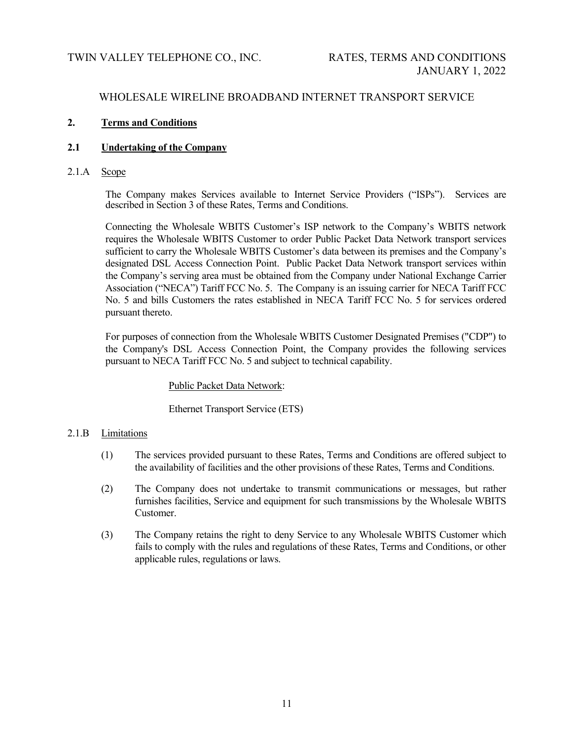WHOLESALE WIRELINE BROADBAND INTERNET TRANSPORT SERVICE

## 2. Terms and Conditions

### 2.1 Undertaking of the Company

#### 2.1.A Scope

The Company makes Services available to Internet Service Providers ("ISPs"). Services are described in Section 3 of these Rates, Terms and Conditions.

Connecting the Wholesale WBITS Customer's ISP network to the Company's WBITS network requires the Wholesale WBITS Customer to order Public Packet Data Network transport services sufficient to carry the Wholesale WBITS Customer's data between its premises and the Company's designated DSL Access Connection Point. Public Packet Data Network transport services within the Company's serving area must be obtained from the Company under National Exchange Carrier Association ("NECA") Tariff FCC No. 5. The Company is an issuing carrier for NECA Tariff FCC No. 5 and bills Customers the rates established in NECA Tariff FCC No. 5 for services ordered pursuant thereto.

For purposes of connection from the Wholesale WBITS Customer Designated Premises ("CDP") to the Company's DSL Access Connection Point, the Company provides the following services pursuant to NECA Tariff FCC No. 5 and subject to technical capability.

Public Packet Data Network:

Ethernet Transport Service (ETS)

#### 2.1.B Limitations

(1) The services provided pursuant to these Rates, Terms and Conditions are offered subject to the availability of facilities and the other provisions of these Rates, Terms and Conditions.

(2) The Company does not undertake to transmit communications or messages, but rather furnishes facilities, Service and equipment for such transmissions by the Wholesale WBITS Customer.

(3) The Company retains the right to deny Service to any Wholesale WBITS Customer which fails to comply with the rules and regulations of these Rates, Terms and Conditions, or other applicable rules, regulations or laws.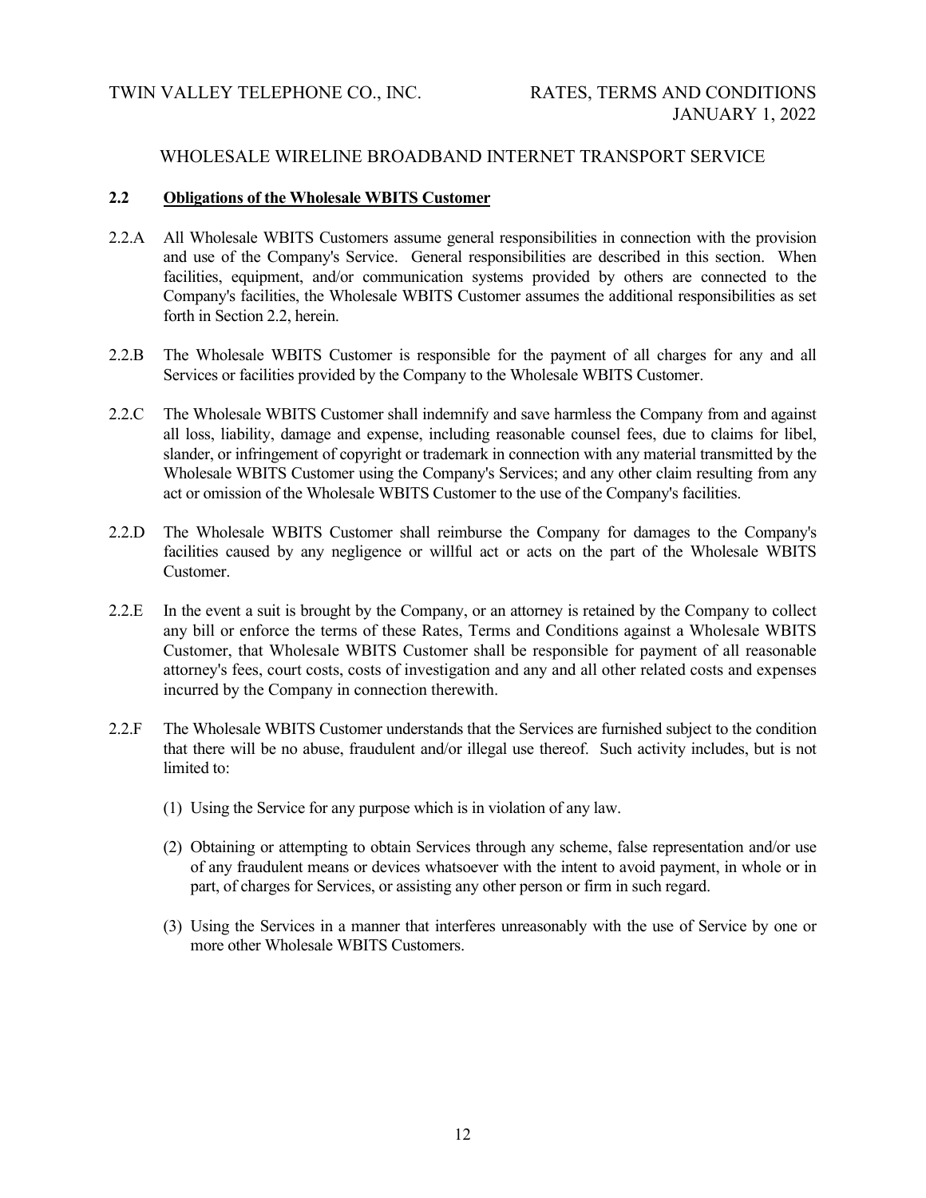## 2.2 Obligations of the Wholesale WBITS Customer

2.2.A All Wholesale WBITS Customers assume general responsibilities in connection with the provision and use of the Company's Service. General responsibilities are described in this section. When facilities, equipment, and/or communication systems provided by others are connected to the Company's facilities, the Wholesale WBITS Customer assumes the additional responsibilities as set forth in Section 2.2, herein.

2.2.B The Wholesale WBITS Customer is responsible for the payment of all charges for any and all Services or facilities provided by the Company to the Wholesale WBITS Customer.

2.2.C The Wholesale WBITS Customer shall indemnify and save harmless the Company from and against all loss, liability, damage and expense, including reasonable counsel fees, due to claims for libel, slander, or infringement of copyright or trademark in connection with any material transmitted by the Wholesale WBITS Customer using the Company's Services; and any other claim resulting from any act or omission of the Wholesale WBITS Customer to the use of the Company's facilities.

2.2.D The Wholesale WBITS Customer shall reimburse the Company for damages to the Company's facilities caused by any negligence or willful act or acts on the part of the Wholesale WBITS Customer.

2.2.E In the event a suit is brought by the Company, or an attorney is retained by the Company to collect any bill or enforce the terms of these Rates, Terms and Conditions against a Wholesale WBITS Customer, that Wholesale WBITS Customer shall be responsible for payment of all reasonable attorney's fees, court costs, costs of investigation and any and all other related costs and expenses incurred by the Company in connection therewith.

2.2.F The Wholesale WBITS Customer understands that the Services are furnished subject to the condition that there will be no abuse, fraudulent and/or illegal use thereof. Such activity includes, but is not limited to:

(1) Using the Service for any purpose which is in violation of any law.

(2) Obtaining or attempting to obtain Services through any scheme, false representation and/or use of any fraudulent means or devices whatsoever with the intent to avoid payment, in whole or in part, of charges for Services, or assisting any other person or firm in such regard.

(3) Using the Services in a manner that interferes unreasonably with the use of Service by one or more other Wholesale WBITS Customers.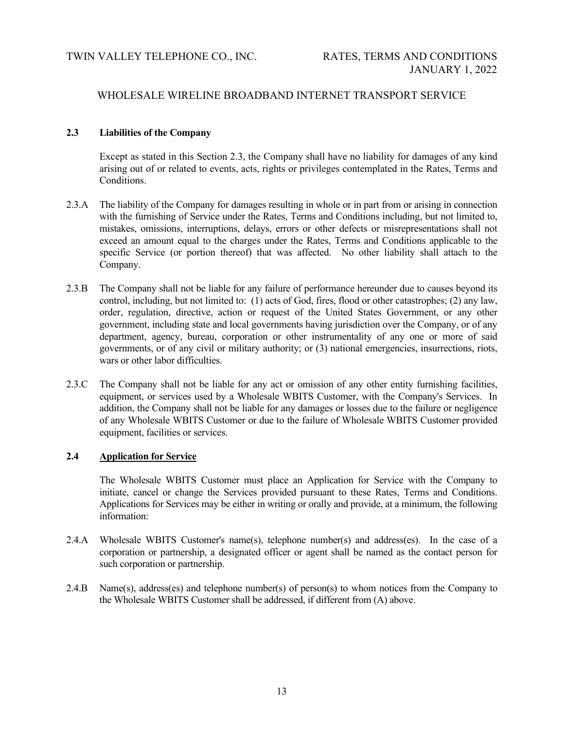## 2.3 Liabilities of the Company

Except as stated in this Section 2.3, the Company shall have no liability for damages of any kind arising out of or related to events, acts, rights or privileges contemplated in the Rates, Terms and Conditions.

2.3.A The liability of the Company for damages resulting in whole or in part from or arising in connection with the furnishing of Service under the Rates, Terms and Conditions including, but not limited to, mistakes, omissions, interruptions, delays, errors or other defects or misrepresentations shall not exceed an amount equal to the charges under the Rates, Terms and Conditions applicable to the specific Service (or portion thereof) that was affected. No other liability shall attach to the Company.

2.3.B The Company shall not be liable for any failure of performance hereunder due to causes beyond its control, including, but not limited to: (1) acts of God, fires, flood or other catastrophes; (2) any law, order, regulation, directive, action or request of the United States Government, or any other government, including state and local governments having jurisdiction over the Company, or of any department, agency, bureau, corporation or other instrumentality of any one or more of said governments, or of any civil or military authority; or (3) national emergencies, insurrections, riots, wars or other labor difficulties.

2.3.C The Company shall not be liable for any act or omission of any other entity furnishing facilities, equipment, or services used by a Wholesale WBITS Customer, with the Company's Services. In addition, the Company shall not be liable for any damages or losses due to the failure or negligence of any Wholesale WBITS Customer or due to the failure of Wholesale WBITS Customer provided equipment, facilities or services.

## 2.4 Application for Service

The Wholesale WBITS Customer must place an Application for Service with the Company to initiate, cancel or change the Services provided pursuant to these Rates, Terms and Conditions. Applications for Services may be either in writing or orally and provide, at a minimum, the following information:

2.4.A Wholesale WBITS Customer's name(s), telephone number(s) and address(es). In the case of a corporation or partnership, a designated officer or agent shall be named as the contact person for such corporation or partnership.

2.4.B Name(s), address(es) and telephone number(s) of person(s) to whom notices from the Company to the Wholesale WBITS Customer shall be addressed, if different from (A) above.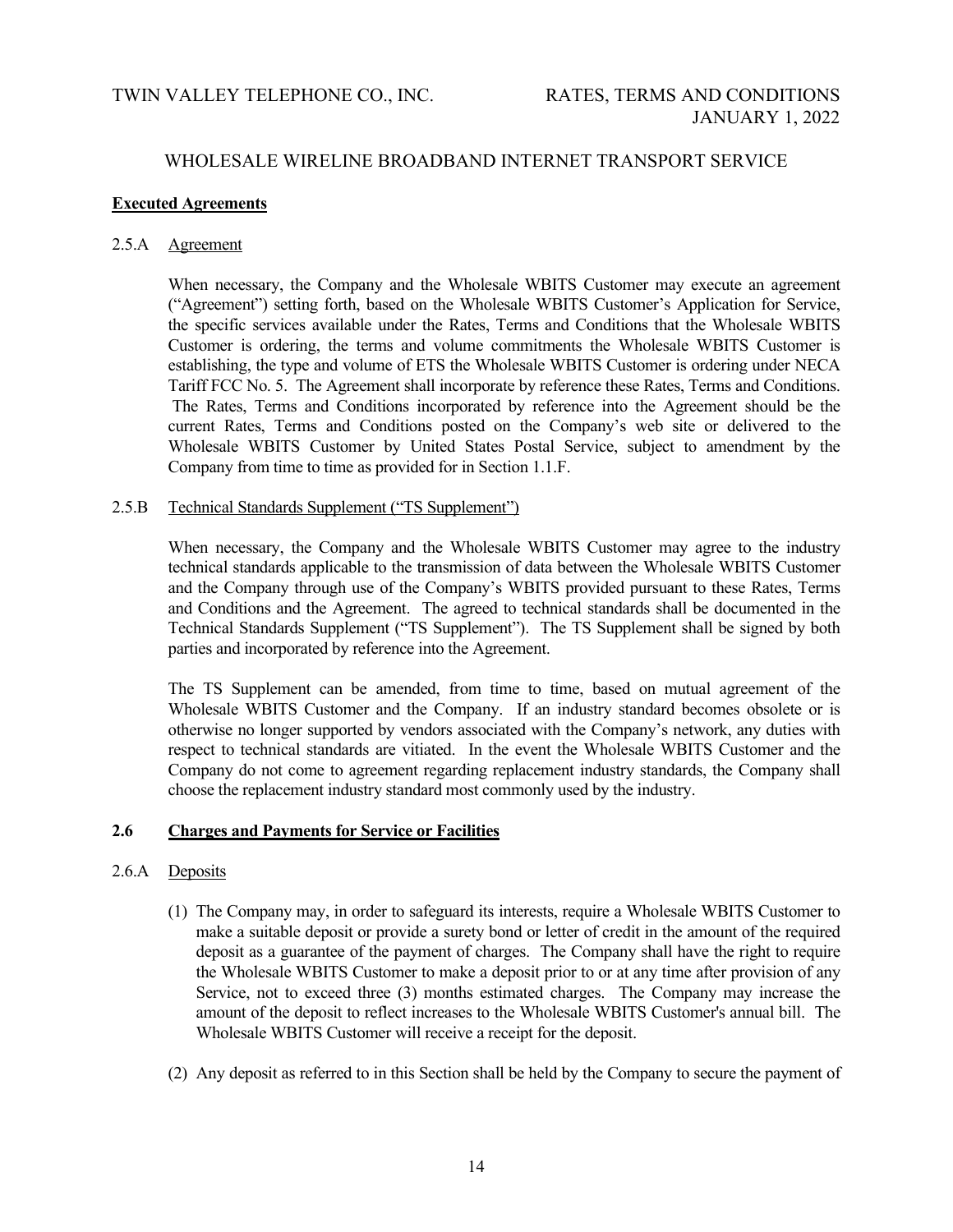**Executed Agreements**

2.5.A Agreement

When necessary, the Company and the Wholesale WBITS Customer may execute an agreement ("Agreement") setting forth, based on the Wholesale WBITS Customer's Application for Service, the specific services available under the Rates, Terms and Conditions that the Wholesale WBITS Customer is ordering, the terms and volume commitments the Wholesale WBITS Customer is establishing, the type and volume of ETS the Wholesale WBITS Customer is ordering under NECA Tariff FCC No. 5. The Agreement shall incorporate by reference these Rates, Terms and Conditions. The Rates, Terms and Conditions incorporated by reference into the Agreement should be the current Rates, Terms and Conditions posted on the Company's web site or delivered to the Wholesale WBITS Customer by United States Postal Service, subject to amendment by the Company from time to time as provided for in Section 1.1.F.

2.5.B Technical Standards Supplement ("TS Supplement")

When necessary, the Company and the Wholesale WBITS Customer may agree to the industry technical standards applicable to the transmission of data between the Wholesale WBITS Customer and the Company through use of the Company's WBITS provided pursuant to these Rates, Terms and Conditions and the Agreement. The agreed to technical standards shall be documented in the Technical Standards Supplement ("TS Supplement"). The TS Supplement shall be signed by both parties and incorporated by reference into the Agreement.

The TS Supplement can be amended, from time to time, based on mutual agreement of the Wholesale WBITS Customer and the Company. If an industry standard becomes obsolete or is otherwise no longer supported by vendors associated with the Company's network, any duties with respect to technical standards are vitiated. In the event the Wholesale WBITS Customer and the Company do not come to agreement regarding replacement industry standards, the Company shall choose the replacement industry standard most commonly used by the industry.

**2.6 Charges and Payments for Service or Facilities**

2.6.A Deposits

(1) The Company may, in order to safeguard its interests, require a Wholesale WBITS Customer to make a suitable deposit or provide a surety bond or letter of credit in the amount of the required deposit as a guarantee of the payment of charges. The Company shall have the right to require the Wholesale WBITS Customer to make a deposit prior to or at any time after provision of any Service, not to exceed three (3) months estimated charges. The Company may increase the amount of the deposit to reflect increases to the Wholesale WBITS Customer's annual bill. The Wholesale WBITS Customer will receive a receipt for the deposit.

(2) Any deposit as referred to in this Section shall be held by the Company to secure the payment of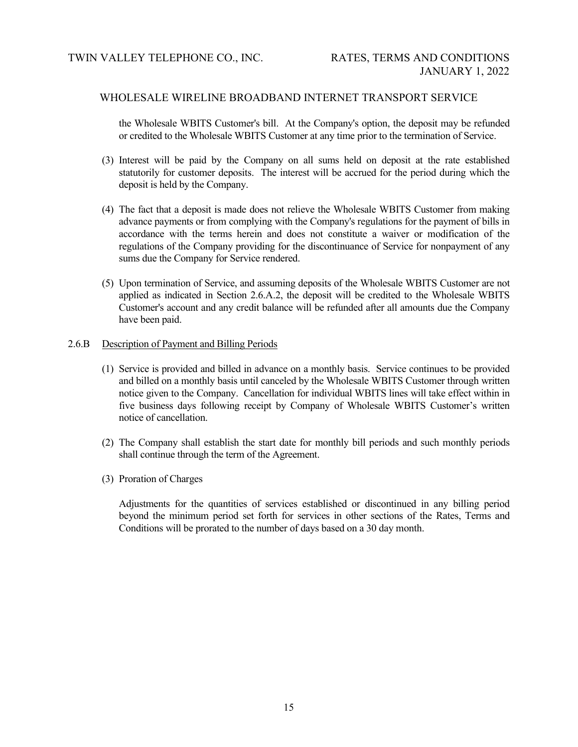the Wholesale WBITS Customer's bill. At the Company's option, the deposit may be refunded or credited to the Wholesale WBITS Customer at any time prior to the termination of Service.

(3) Interest will be paid by the Company on all sums held on deposit at the rate established statutorily for customer deposits. The interest will be accrued for the period during which the deposit is held by the Company.

(4) The fact that a deposit is made does not relieve the Wholesale WBITS Customer from making advance payments or from complying with the Company's regulations for the payment of bills in accordance with the terms herein and does not constitute a waiver or modification of the regulations of the Company providing for the discontinuance of Service for nonpayment of any sums due the Company for Service rendered.

(5) Upon termination of Service, and assuming deposits of the Wholesale WBITS Customer are not applied as indicated in Section 2.6.A.2, the deposit will be credited to the Wholesale WBITS Customer's account and any credit balance will be refunded after all amounts due the Company have been paid.

2.6.B Description of Payment and Billing Periods

(1) Service is provided and billed in advance on a monthly basis. Service continues to be provided and billed on a monthly basis until canceled by the Wholesale WBITS Customer through written notice given to the Company. Cancellation for individual WBITS lines will take effect within in five business days following receipt by Company of Wholesale WBITS Customer's written notice of cancellation.

(2) The Company shall establish the start date for monthly bill periods and such monthly periods shall continue through the term of the Agreement.

(3) Proration of Charges

Adjustments for the quantities of services established or discontinued in any billing period beyond the minimum period set forth for services in other sections of the Rates, Terms and Conditions will be prorated to the number of days based on a 30 day month.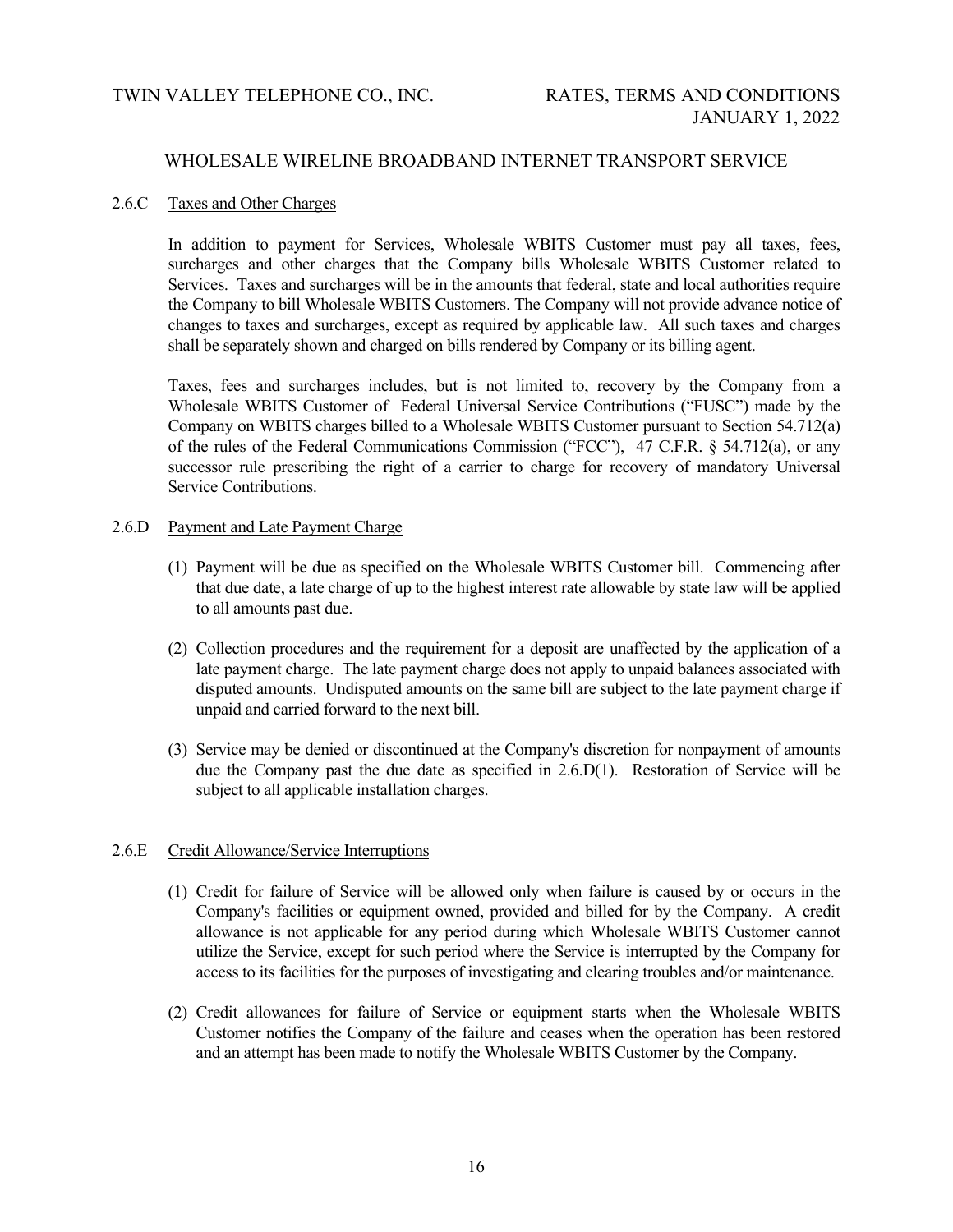## WHOLESALE WIRELINE BROADBAND INTERNET TRANSPORT SERVICE

### 2.6.C Taxes and Other Charges

In addition to payment for Services, Wholesale WBITS Customer must pay all taxes, fees, surcharges and other charges that the Company bills Wholesale WBITS Customer related to Services. Taxes and surcharges will be in the amounts that federal, state and local authorities require the Company to bill Wholesale WBITS Customers. The Company will not provide advance notice of changes to taxes and surcharges, except as required by applicable law. All such taxes and charges shall be separately shown and charged on bills rendered by Company or its billing agent.

Taxes, fees and surcharges includes, but is not limited to, recovery by the Company from a Wholesale WBITS Customer of Federal Universal Service Contributions ("FUSC") made by the Company on WBITS charges billed to a Wholesale WBITS Customer pursuant to Section 54.712(a) of the rules of the Federal Communications Commission ("FCC"), 47 C.F.R. § 54.712(a), or any successor rule prescribing the right of a carrier to charge for recovery of mandatory Universal Service Contributions.

### 2.6.D Payment and Late Payment Charge

(1) Payment will be due as specified on the Wholesale WBITS Customer bill. Commencing after that due date, a late charge of up to the highest interest rate allowable by state law will be applied to all amounts past due.

(2) Collection procedures and the requirement for a deposit are unaffected by the application of a late payment charge. The late payment charge does not apply to unpaid balances associated with disputed amounts. Undisputed amounts on the same bill are subject to the late payment charge if unpaid and carried forward to the next bill.

(3) Service may be denied or discontinued at the Company's discretion for nonpayment of amounts due the Company past the due date as specified in 2.6.D(1). Restoration of Service will be subject to all applicable installation charges.

### 2.6.E Credit Allowance/Service Interruptions

(1) Credit for failure of Service will be allowed only when failure is caused by or occurs in the Company's facilities or equipment owned, provided and billed for by the Company. A credit allowance is not applicable for any period during which Wholesale WBITS Customer cannot utilize the Service, except for such period where the Service is interrupted by the Company for access to its facilities for the purposes of investigating and clearing troubles and/or maintenance.

(2) Credit allowances for failure of Service or equipment starts when the Wholesale WBITS Customer notifies the Company of the failure and ceases when the operation has been restored and an attempt has been made to notify the Wholesale WBITS Customer by the Company.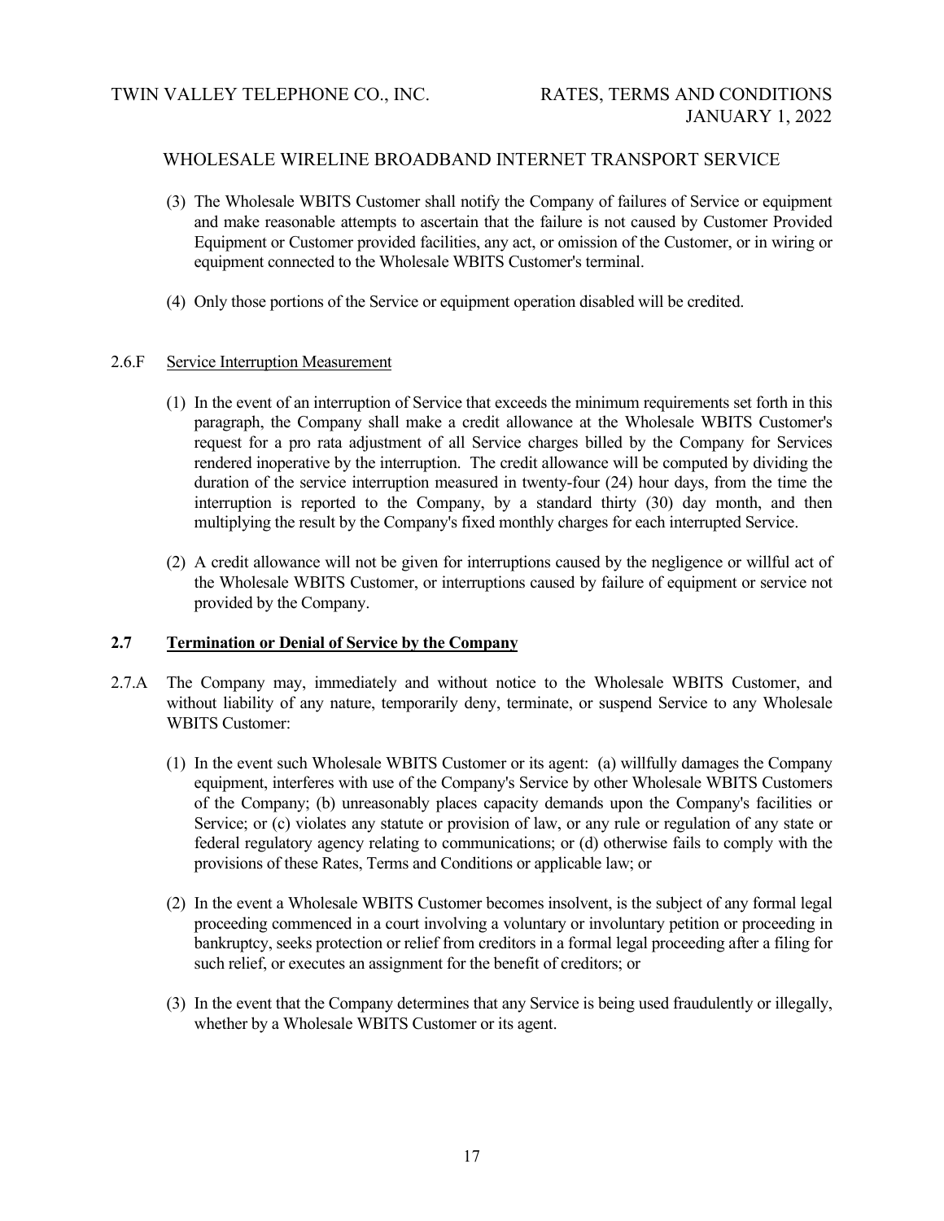(3) The Wholesale WBITS Customer shall notify the Company of failures of Service or equipment and make reasonable attempts to ascertain that the failure is not caused by Customer Provided Equipment or Customer provided facilities, any act, or omission of the Customer, or in wiring or equipment connected to the Wholesale WBITS Customer's terminal.

(4) Only those portions of the Service or equipment operation disabled will be credited.

2.6.F Service Interruption Measurement

(1) In the event of an interruption of Service that exceeds the minimum requirements set forth in this paragraph, the Company shall make a credit allowance at the Wholesale WBITS Customer's request for a pro rata adjustment of all Service charges billed by the Company for Services rendered inoperative by the interruption. The credit allowance will be computed by dividing the duration of the service interruption measured in twenty-four (24) hour days, from the time the interruption is reported to the Company, by a standard thirty (30) day month, and then multiplying the result by the Company's fixed monthly charges for each interrupted Service.

(2) A credit allowance will not be given for interruptions caused by the negligence or willful act of the Wholesale WBITS Customer, or interruptions caused by failure of equipment or service not provided by the Company.

## 2.7 Termination or Denial of Service by the Company

2.7.A The Company may, immediately and without notice to the Wholesale WBITS Customer, and without liability of any nature, temporarily deny, terminate, or suspend Service to any Wholesale WBITS Customer:

(1) In the event such Wholesale WBITS Customer or its agent: (a) willfully damages the Company equipment, interferes with use of the Company's Service by other Wholesale WBITS Customers of the Company; (b) unreasonably places capacity demands upon the Company's facilities or Service; or (c) violates any statute or provision of law, or any rule or regulation of any state or federal regulatory agency relating to communications; or (d) otherwise fails to comply with the provisions of these Rates, Terms and Conditions or applicable law; or

(2) In the event a Wholesale WBITS Customer becomes insolvent, is the subject of any formal legal proceeding commenced in a court involving a voluntary or involuntary petition or proceeding in bankruptcy, seeks protection or relief from creditors in a formal legal proceeding after a filing for such relief, or executes an assignment for the benefit of creditors; or

(3) In the event that the Company determines that any Service is being used fraudulently or illegally, whether by a Wholesale WBITS Customer or its agent.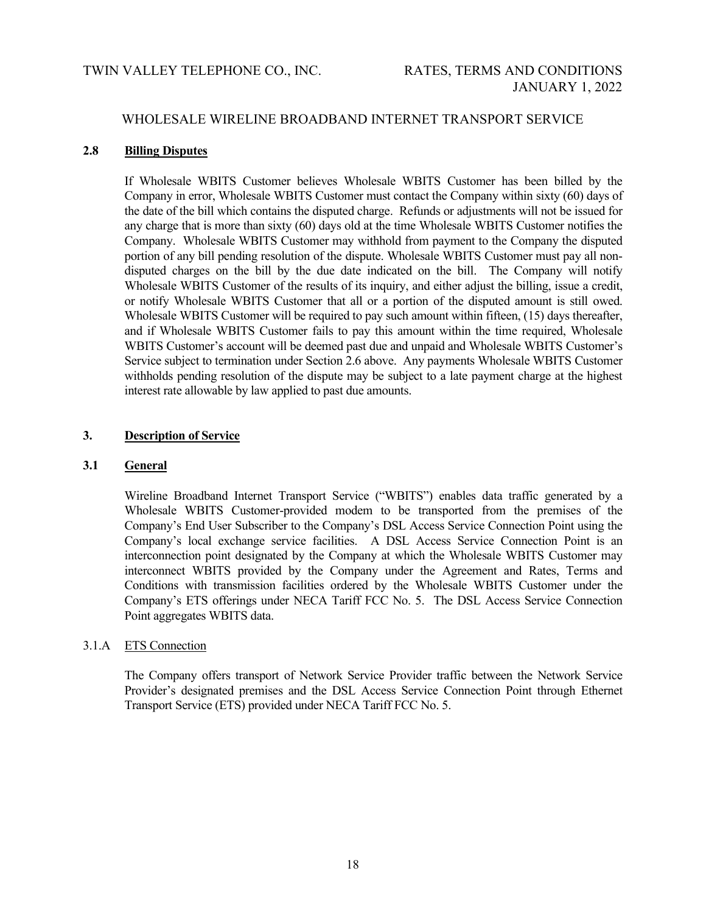## 2.8 Billing Disputes

If Wholesale WBITS Customer believes Wholesale WBITS Customer has been billed by the Company in error, Wholesale WBITS Customer must contact the Company within sixty (60) days of the date of the bill which contains the disputed charge. Refunds or adjustments will not be issued for any charge that is more than sixty (60) days old at the time Wholesale WBITS Customer notifies the Company. Wholesale WBITS Customer may withhold from payment to the Company the disputed portion of any bill pending resolution of the dispute. Wholesale WBITS Customer must pay all non-disputed charges on the bill by the due date indicated on the bill. The Company will notify Wholesale WBITS Customer of the results of its inquiry, and either adjust the billing, issue a credit, or notify Wholesale WBITS Customer that all or a portion of the disputed amount is still owed. Wholesale WBITS Customer will be required to pay such amount within fifteen, (15) days thereafter, and if Wholesale WBITS Customer fails to pay this amount within the time required, Wholesale WBITS Customer's account will be deemed past due and unpaid and Wholesale WBITS Customer's Service subject to termination under Section 2.6 above. Any payments Wholesale WBITS Customer withholds pending resolution of the dispute may be subject to a late payment charge at the highest interest rate allowable by law applied to past due amounts.

# 3. Description of Service

## 3.1 General

Wireline Broadband Internet Transport Service ("WBITS") enables data traffic generated by a Wholesale WBITS Customer-provided modem to be transported from the premises of the Company's End User Subscriber to the Company's DSL Access Service Connection Point using the Company's local exchange service facilities. A DSL Access Service Connection Point is an interconnection point designated by the Company at which the Wholesale WBITS Customer may interconnect WBITS provided by the Company under the Agreement and Rates, Terms and Conditions with transmission facilities ordered by the Wholesale WBITS Customer under the Company's ETS offerings under NECA Tariff FCC No. 5. The DSL Access Service Connection Point aggregates WBITS data.

### 3.1.A ETS Connection

The Company offers transport of Network Service Provider traffic between the Network Service Provider's designated premises and the DSL Access Service Connection Point through Ethernet Transport Service (ETS) provided under NECA Tariff FCC No. 5.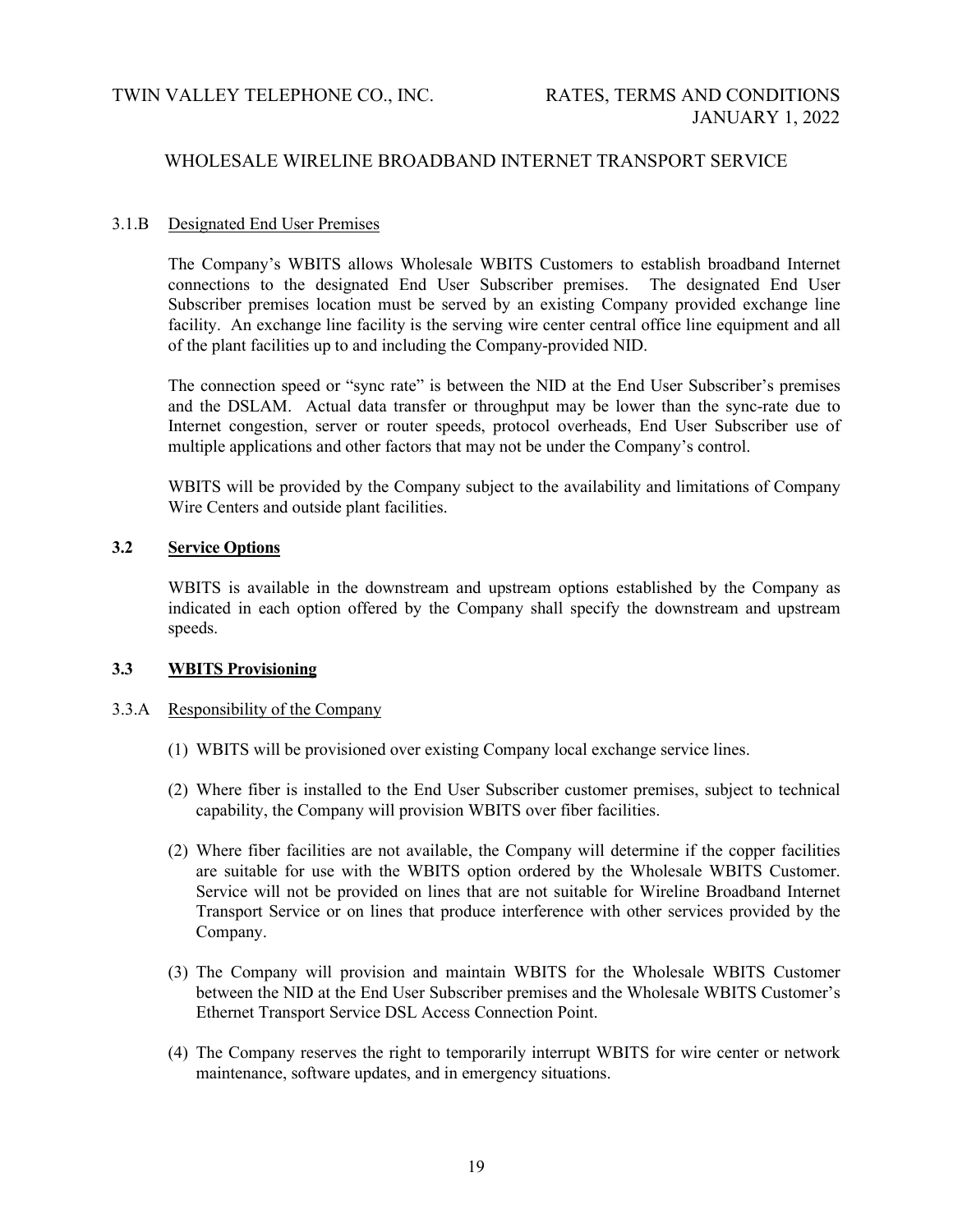### 3.1.B Designated End User Premises

The Company's WBITS allows Wholesale WBITS Customers to establish broadband Internet connections to the designated End User Subscriber premises. The designated End User Subscriber premises location must be served by an existing Company provided exchange line facility. An exchange line facility is the serving wire center central office line equipment and all of the plant facilities up to and including the Company-provided NID.

The connection speed or "sync rate" is between the NID at the End User Subscriber's premises and the DSLAM. Actual data transfer or throughput may be lower than the sync-rate due to Internet congestion, server or router speeds, protocol overheads, End User Subscriber use of multiple applications and other factors that may not be under the Company's control.

WBITS will be provided by the Company subject to the availability and limitations of Company Wire Centers and outside plant facilities.

## 3.2 Service Options

WBITS is available in the downstream and upstream options established by the Company as indicated in each option offered by the Company shall specify the downstream and upstream speeds.

## 3.3 WBITS Provisioning

### 3.3.A Responsibility of the Company

(1) WBITS will be provisioned over existing Company local exchange service lines.

(2) Where fiber is installed to the End User Subscriber customer premises, subject to technical capability, the Company will provision WBITS over fiber facilities.

(2) Where fiber facilities are not available, the Company will determine if the copper facilities are suitable for use with the WBITS option ordered by the Wholesale WBITS Customer. Service will not be provided on lines that are not suitable for Wireline Broadband Internet Transport Service or on lines that produce interference with other services provided by the Company.

(3) The Company will provision and maintain WBITS for the Wholesale WBITS Customer between the NID at the End User Subscriber premises and the Wholesale WBITS Customer's Ethernet Transport Service DSL Access Connection Point.

(4) The Company reserves the right to temporarily interrupt WBITS for wire center or network maintenance, software updates, and in emergency situations.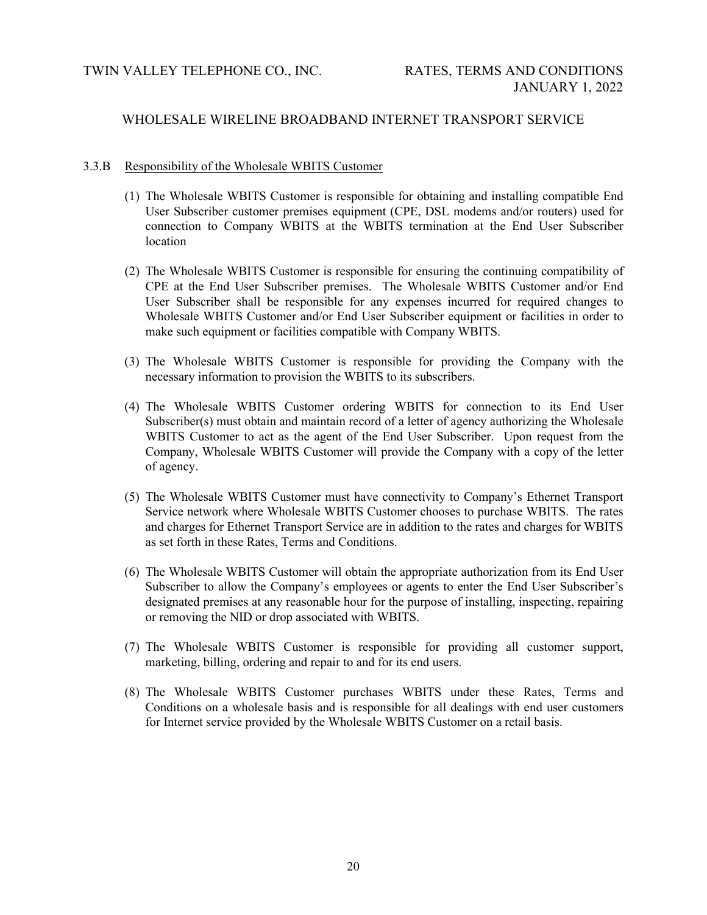### 3.3.B Responsibility of the Wholesale WBITS Customer

(1) The Wholesale WBITS Customer is responsible for obtaining and installing compatible End User Subscriber customer premises equipment (CPE, DSL modems and/or routers) used for connection to Company WBITS at the WBITS termination at the End User Subscriber location

(2) The Wholesale WBITS Customer is responsible for ensuring the continuing compatibility of CPE at the End User Subscriber premises. The Wholesale WBITS Customer and/or End User Subscriber shall be responsible for any expenses incurred for required changes to Wholesale WBITS Customer and/or End User Subscriber equipment or facilities in order to make such equipment or facilities compatible with Company WBITS.

(3) The Wholesale WBITS Customer is responsible for providing the Company with the necessary information to provision the WBITS to its subscribers.

(4) The Wholesale WBITS Customer ordering WBITS for connection to its End User Subscriber(s) must obtain and maintain record of a letter of agency authorizing the Wholesale WBITS Customer to act as the agent of the End User Subscriber. Upon request from the Company, Wholesale WBITS Customer will provide the Company with a copy of the letter of agency.

(5) The Wholesale WBITS Customer must have connectivity to Company's Ethernet Transport Service network where Wholesale WBITS Customer chooses to purchase WBITS. The rates and charges for Ethernet Transport Service are in addition to the rates and charges for WBITS as set forth in these Rates, Terms and Conditions.

(6) The Wholesale WBITS Customer will obtain the appropriate authorization from its End User Subscriber to allow the Company's employees or agents to enter the End User Subscriber's designated premises at any reasonable hour for the purpose of installing, inspecting, repairing or removing the NID or drop associated with WBITS.

(7) The Wholesale WBITS Customer is responsible for providing all customer support, marketing, billing, ordering and repair to and for its end users.

(8) The Wholesale WBITS Customer purchases WBITS under these Rates, Terms and Conditions on a wholesale basis and is responsible for all dealings with end user customers for Internet service provided by the Wholesale WBITS Customer on a retail basis.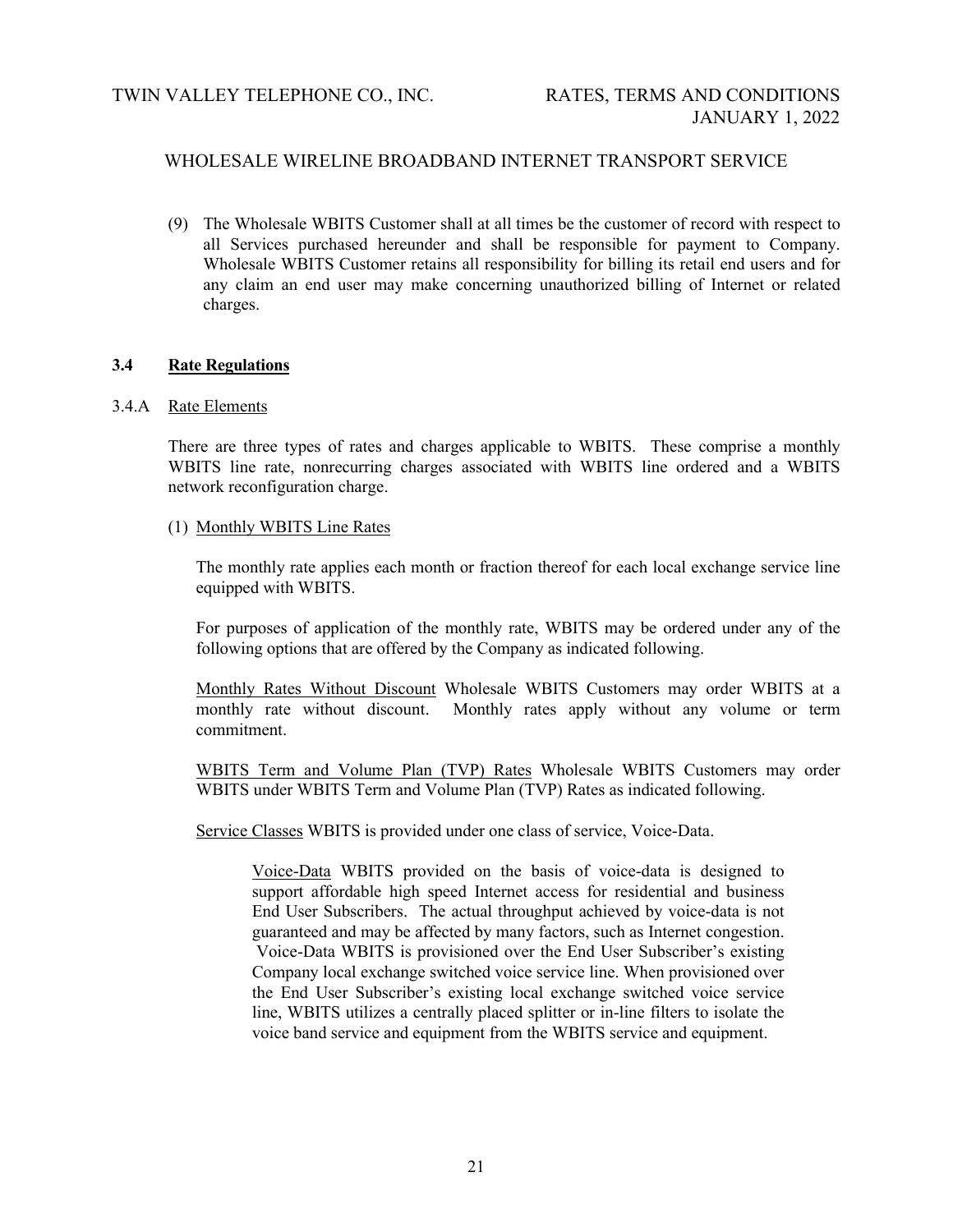(9) The Wholesale WBITS Customer shall at all times be the customer of record with respect to all Services purchased hereunder and shall be responsible for payment to Company. Wholesale WBITS Customer retains all responsibility for billing its retail end users and for any claim an end user may make concerning unauthorized billing of Internet or related charges.

## 3.4 Rate Regulations

### 3.4.A Rate Elements

There are three types of rates and charges applicable to WBITS. These comprise a monthly WBITS line rate, nonrecurring charges associated with WBITS line ordered and a WBITS network reconfiguration charge.

(1) Monthly WBITS Line Rates

The monthly rate applies each month or fraction thereof for each local exchange service line equipped with WBITS.

For purposes of application of the monthly rate, WBITS may be ordered under any of the following options that are offered by the Company as indicated following.

Monthly Rates Without Discount Wholesale WBITS Customers may order WBITS at a monthly rate without discount. Monthly rates apply without any volume or term commitment.

WBITS Term and Volume Plan (TVP) Rates Wholesale WBITS Customers may order WBITS under WBITS Term and Volume Plan (TVP) Rates as indicated following.

Service Classes WBITS is provided under one class of service, Voice-Data.

Voice-Data WBITS provided on the basis of voice-data is designed to support affordable high speed Internet access for residential and business End User Subscribers. The actual throughput achieved by voice-data is not guaranteed and may be affected by many factors, such as Internet congestion. Voice-Data WBITS is provisioned over the End User Subscriber's existing Company local exchange switched voice service line. When provisioned over the End User Subscriber's existing local exchange switched voice service line, WBITS utilizes a centrally placed splitter or in-line filters to isolate the voice band service and equipment from the WBITS service and equipment.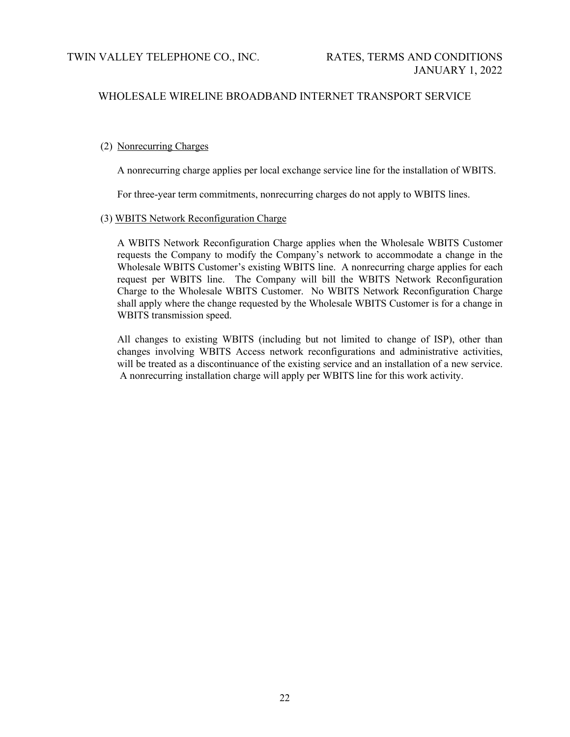(2) Nonrecurring Charges

A nonrecurring charge applies per local exchange service line for the installation of WBITS.

For three-year term commitments, nonrecurring charges do not apply to WBITS lines.

(3) WBITS Network Reconfiguration Charge

A WBITS Network Reconfiguration Charge applies when the Wholesale WBITS Customer requests the Company to modify the Company's network to accommodate a change in the Wholesale WBITS Customer's existing WBITS line. A nonrecurring charge applies for each request per WBITS line. The Company will bill the WBITS Network Reconfiguration Charge to the Wholesale WBITS Customer. No WBITS Network Reconfiguration Charge shall apply where the change requested by the Wholesale WBITS Customer is for a change in WBITS transmission speed.

All changes to existing WBITS (including but not limited to change of ISP), other than changes involving WBITS Access network reconfigurations and administrative activities, will be treated as a discontinuance of the existing service and an installation of a new service. A nonrecurring installation charge will apply per WBITS line for this work activity.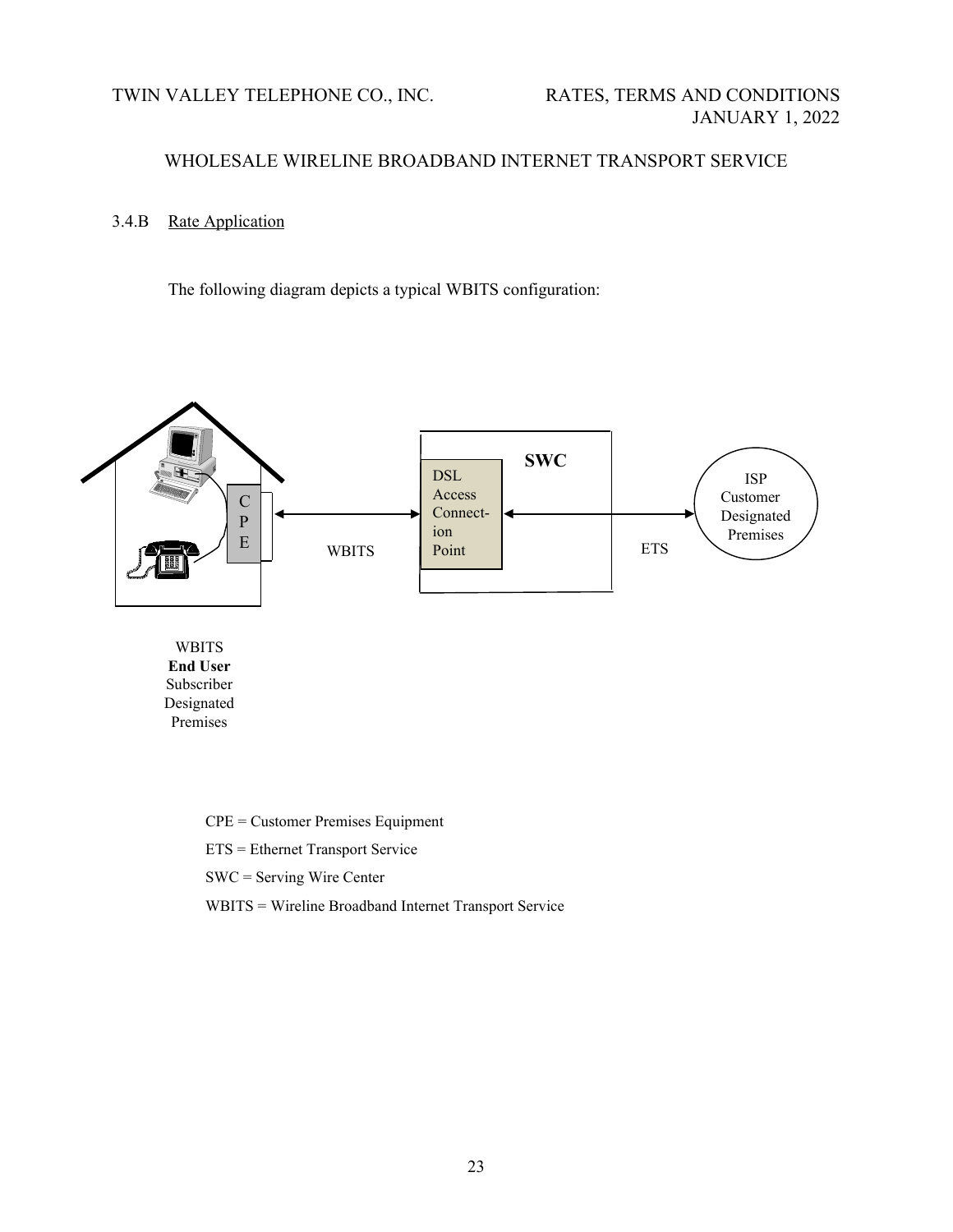## WHOLESALE WIRELINE BROADBAND INTERNET TRANSPORT SERVICE

3.4.B Rate Application

The following diagram depicts a typical WBITS configuration:

CPE = Customer Premises Equipment

ETS = Ethernet Transport Service

SWC = Serving Wire Center

WBITS = Wireline Broadband Internet Transport Service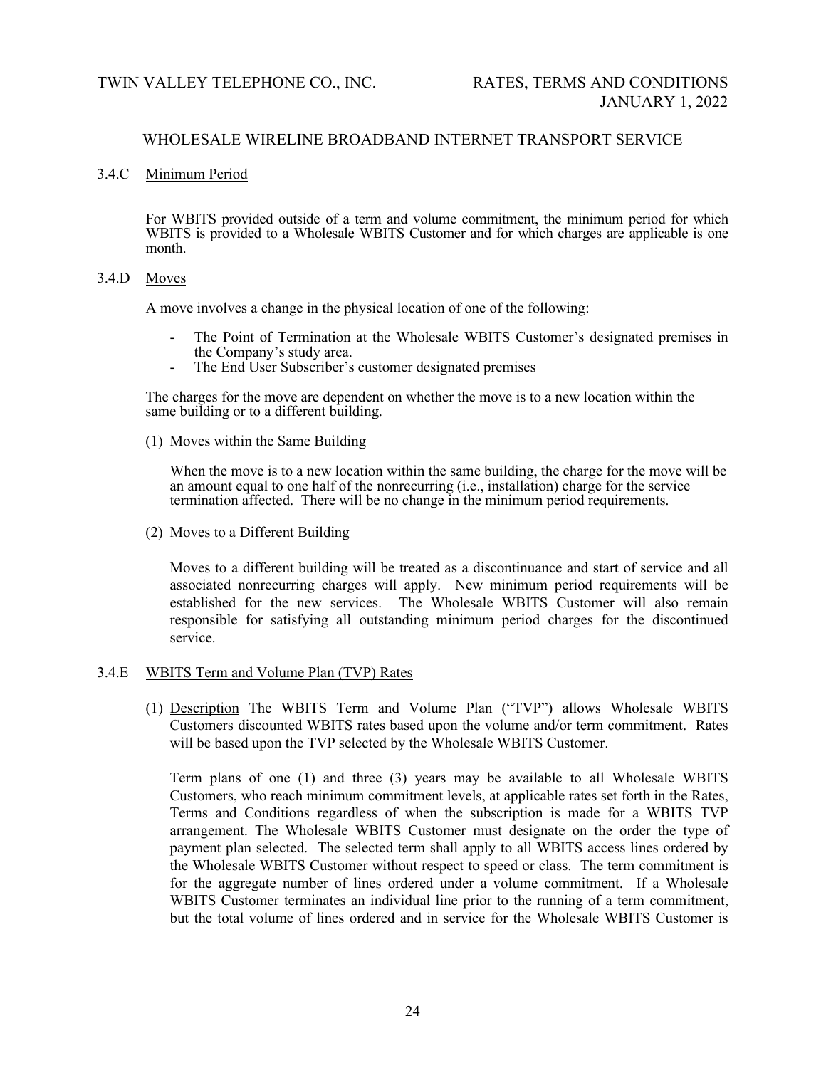### 3.4.C Minimum Period

For WBITS provided outside of a term and volume commitment, the minimum period for which WBITS is provided to a Wholesale WBITS Customer and for which charges are applicable is one month.

### 3.4.D Moves

A move involves a change in the physical location of one of the following:

- The Point of Termination at the Wholesale WBITS Customer's designated premises in the Company's study area.
- The End User Subscriber's customer designated premises

The charges for the move are dependent on whether the move is to a new location within the same building or to a different building.

(1) Moves within the Same Building

When the move is to a new location within the same building, the charge for the move will be an amount equal to one half of the nonrecurring (i.e., installation) charge for the service termination affected. There will be no change in the minimum period requirements.

(2) Moves to a Different Building

Moves to a different building will be treated as a discontinuance and start of service and all associated nonrecurring charges will apply. New minimum period requirements will be established for the new services. The Wholesale WBITS Customer will also remain responsible for satisfying all outstanding minimum period charges for the discontinued service.

### 3.4.E WBITS Term and Volume Plan (TVP) Rates

(1) Description The WBITS Term and Volume Plan ("TVP") allows Wholesale WBITS Customers discounted WBITS rates based upon the volume and/or term commitment. Rates will be based upon the TVP selected by the Wholesale WBITS Customer.

Term plans of one (1) and three (3) years may be available to all Wholesale WBITS Customers, who reach minimum commitment levels, at applicable rates set forth in the Rates, Terms and Conditions regardless of when the subscription is made for a WBITS TVP arrangement. The Wholesale WBITS Customer must designate on the order the type of payment plan selected. The selected term shall apply to all WBITS access lines ordered by the Wholesale WBITS Customer without respect to speed or class. The term commitment is for the aggregate number of lines ordered under a volume commitment. If a Wholesale WBITS Customer terminates an individual line prior to the running of a term commitment, but the total volume of lines ordered and in service for the Wholesale WBITS Customer is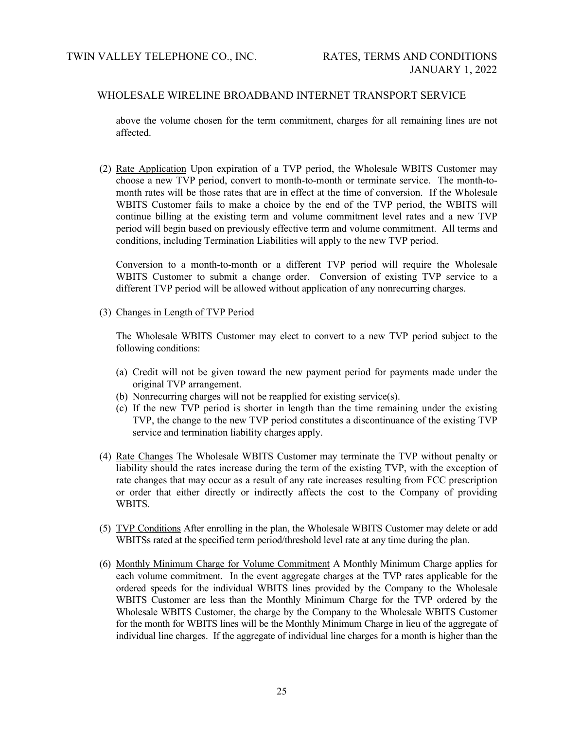above the volume chosen for the term commitment, charges for all remaining lines are not affected.

(2) Rate Application Upon expiration of a TVP period, the Wholesale WBITS Customer may choose a new TVP period, convert to month-to-month or terminate service. The month-to-month rates will be those rates that are in effect at the time of conversion. If the Wholesale WBITS Customer fails to make a choice by the end of the TVP period, the WBITS will continue billing at the existing term and volume commitment level rates and a new TVP period will begin based on previously effective term and volume commitment. All terms and conditions, including Termination Liabilities will apply to the new TVP period.

Conversion to a month-to-month or a different TVP period will require the Wholesale WBITS Customer to submit a change order. Conversion of existing TVP service to a different TVP period will be allowed without application of any nonrecurring charges.

(3) Changes in Length of TVP Period

The Wholesale WBITS Customer may elect to convert to a new TVP period subject to the following conditions:

(a) Credit will not be given toward the new payment period for payments made under the original TVP arrangement.
(b) Nonrecurring charges will not be reapplied for existing service(s).
(c) If the new TVP period is shorter in length than the time remaining under the existing TVP, the change to the new TVP period constitutes a discontinuance of the existing TVP service and termination liability charges apply.

(4) Rate Changes The Wholesale WBITS Customer may terminate the TVP without penalty or liability should the rates increase during the term of the existing TVP, with the exception of rate changes that may occur as a result of any rate increases resulting from FCC prescription or order that either directly or indirectly affects the cost to the Company of providing WBITS.

(5) TVP Conditions After enrolling in the plan, the Wholesale WBITS Customer may delete or add WBITSs rated at the specified term period/threshold level rate at any time during the plan.

(6) Monthly Minimum Charge for Volume Commitment A Monthly Minimum Charge applies for each volume commitment. In the event aggregate charges at the TVP rates applicable for the ordered speeds for the individual WBITS lines provided by the Company to the Wholesale WBITS Customer are less than the Monthly Minimum Charge for the TVP ordered by the Wholesale WBITS Customer, the charge by the Company to the Wholesale WBITS Customer for the month for WBITS lines will be the Monthly Minimum Charge in lieu of the aggregate of individual line charges. If the aggregate of individual line charges for a month is higher than the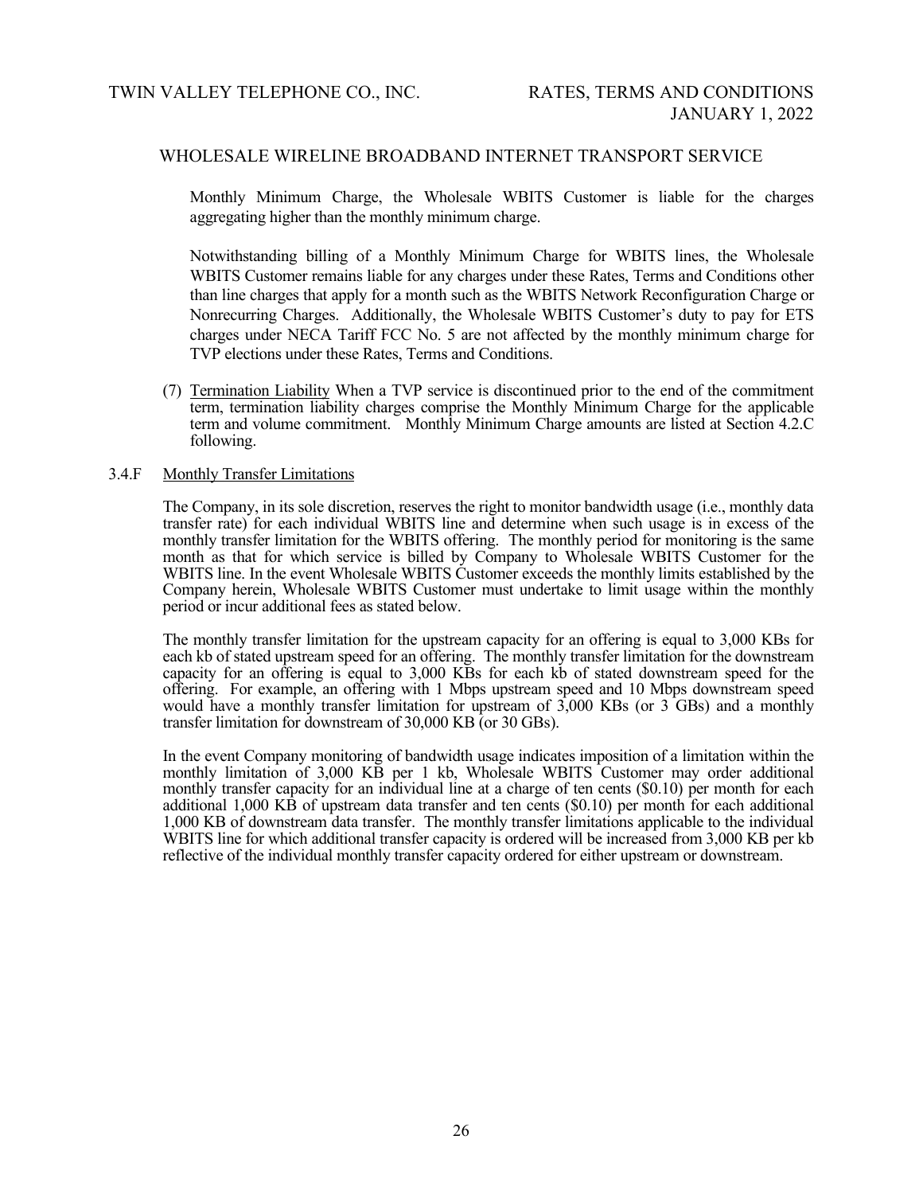Monthly Minimum Charge, the Wholesale WBITS Customer is liable for the charges aggregating higher than the monthly minimum charge.

Notwithstanding billing of a Monthly Minimum Charge for WBITS lines, the Wholesale WBITS Customer remains liable for any charges under these Rates, Terms and Conditions other than line charges that apply for a month such as the WBITS Network Reconfiguration Charge or Nonrecurring Charges. Additionally, the Wholesale WBITS Customer's duty to pay for ETS charges under NECA Tariff FCC No. 5 are not affected by the monthly minimum charge for TVP elections under these Rates, Terms and Conditions.

(7) Termination Liability When a TVP service is discontinued prior to the end of the commitment term, termination liability charges comprise the Monthly Minimum Charge for the applicable term and volume commitment. Monthly Minimum Charge amounts are listed at Section 4.2.C following.

3.4.F Monthly Transfer Limitations

The Company, in its sole discretion, reserves the right to monitor bandwidth usage (i.e., monthly data transfer rate) for each individual WBITS line and determine when such usage is in excess of the monthly transfer limitation for the WBITS offering. The monthly period for monitoring is the same month as that for which service is billed by Company to Wholesale WBITS Customer for the WBITS line. In the event Wholesale WBITS Customer exceeds the monthly limits established by the Company herein, Wholesale WBITS Customer must undertake to limit usage within the monthly period or incur additional fees as stated below.

The monthly transfer limitation for the upstream capacity for an offering is equal to 3,000 KBs for each kb of stated upstream speed for an offering. The monthly transfer limitation for the downstream capacity for an offering is equal to 3,000 KBs for each kb of stated downstream speed for the offering. For example, an offering with 1 Mbps upstream speed and 10 Mbps downstream speed would have a monthly transfer limitation for upstream of 3,000 KBs (or 3 GBs) and a monthly transfer limitation for downstream of 30,000 KB (or 30 GBs).

In the event Company monitoring of bandwidth usage indicates imposition of a limitation within the monthly limitation of 3,000 KB per 1 kb, Wholesale WBITS Customer may order additional monthly transfer capacity for an individual line at a charge of ten cents ($0.10) per month for each additional 1,000 KB of upstream data transfer and ten cents ($0.10) per month for each additional 1,000 KB of downstream data transfer. The monthly transfer limitations applicable to the individual WBITS line for which additional transfer capacity is ordered will be increased from 3,000 KB per kb reflective of the individual monthly transfer capacity ordered for either upstream or downstream.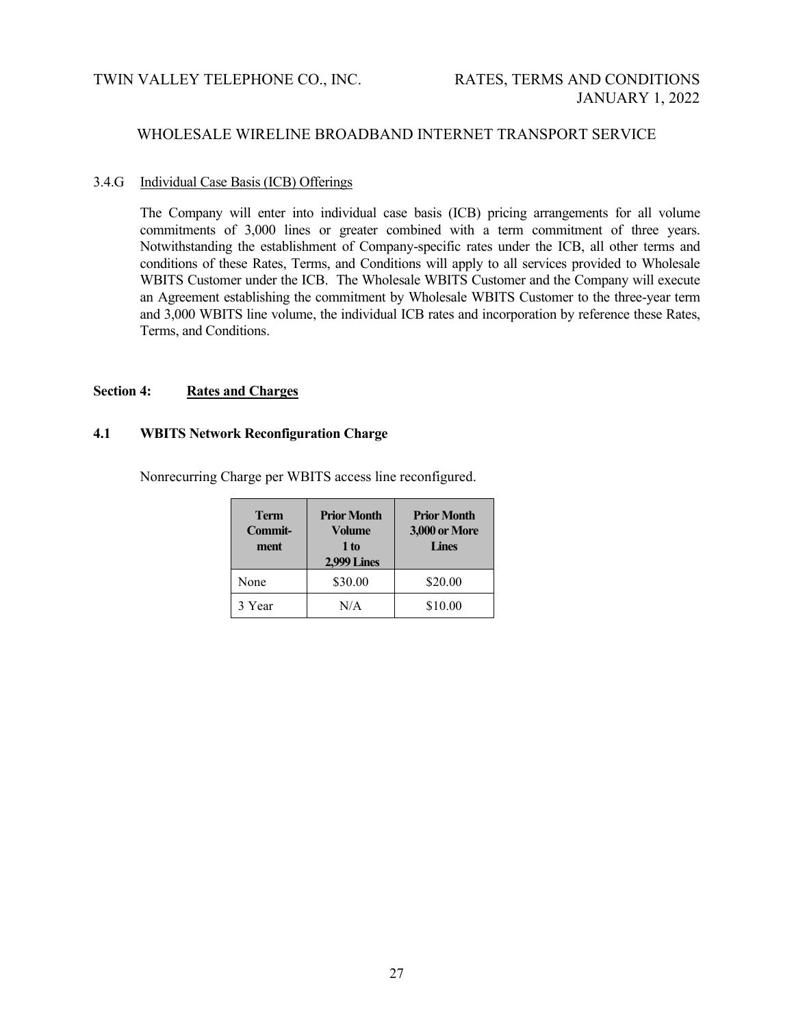### 3.4.G Individual Case Basis (ICB) Offerings

The Company will enter into individual case basis (ICB) pricing arrangements for all volume commitments of 3,000 lines or greater combined with a term commitment of three years. Notwithstanding the establishment of Company-specific rates under the ICB, all other terms and conditions of these Rates, Terms, and Conditions will apply to all services provided to Wholesale WBITS Customer under the ICB. The Wholesale WBITS Customer and the Company will execute an Agreement establishing the commitment by Wholesale WBITS Customer to the three-year term and 3,000 WBITS line volume, the individual ICB rates and incorporation by reference these Rates, Terms, and Conditions.

## Section 4: Rates and Charges

### 4.1 WBITS Network Reconfiguration Charge

Nonrecurring Charge per WBITS access line reconfigured.

| Term Commit-ment | Prior Month Volume 1 to 2,999 Lines | Prior Month 3,000 or More Lines |
|---|---|---|
| None | $30.00 | $20.00 |
| 3 Year | N/A | $10.00 |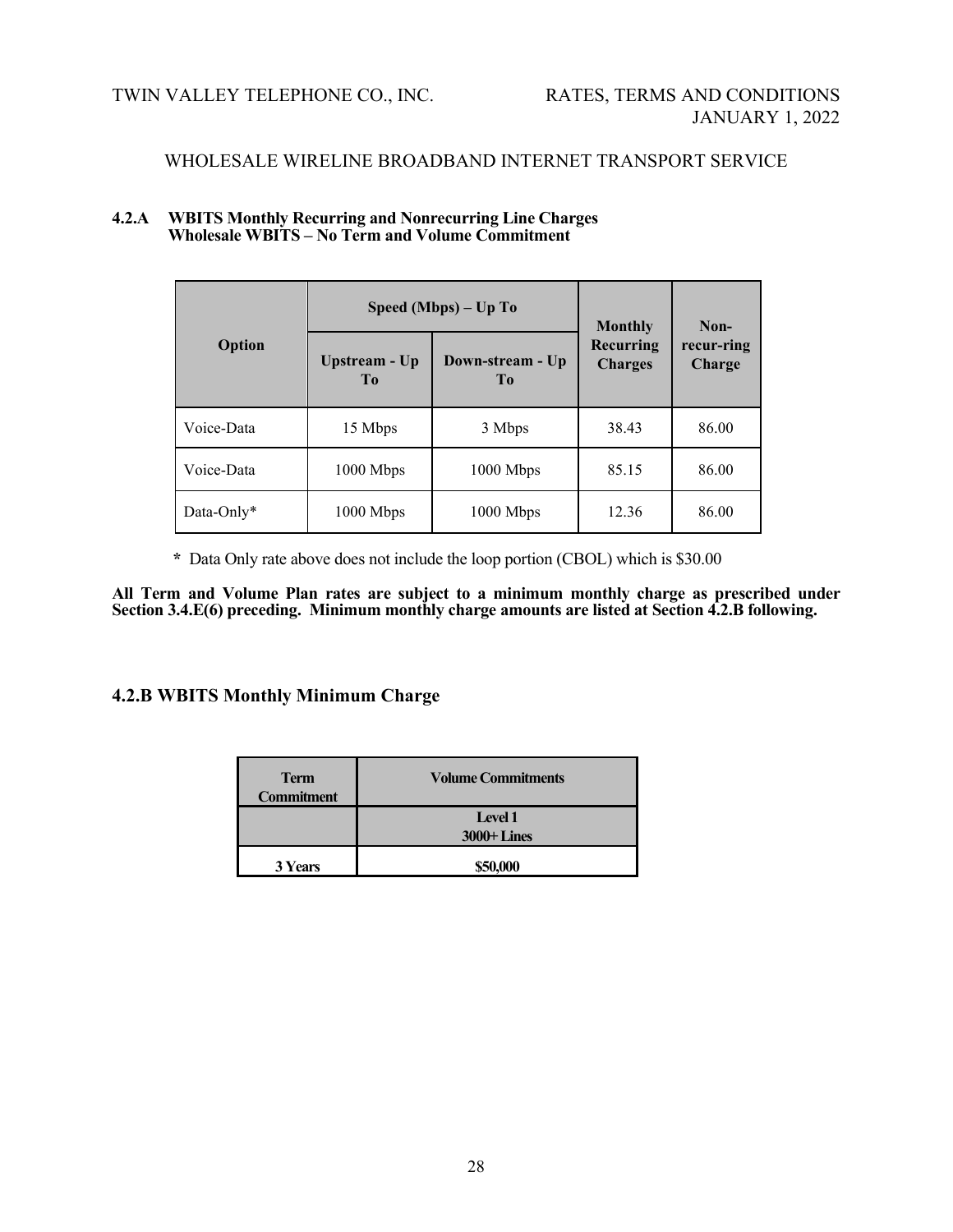WHOLESALE WIRELINE BROADBAND INTERNET TRANSPORT SERVICE

**4.2.A WBITS Monthly Recurring and Nonrecurring Line Charges**
**Wholesale WBITS – No Term and Volume Commitment**

| Option | Speed (Mbps) – Up To | | Monthly Recurring Charges | Non-recur-ring Charge |
|---|---|---|---|---|
| | Upstream - Up To | Down-stream - Up To | | |
| Voice-Data | 15 Mbps | 3 Mbps | 38.43 | 86.00 |
| Voice-Data | 1000 Mbps | 1000 Mbps | 85.15 | 86.00 |
| Data-Only* | 1000 Mbps | 1000 Mbps | 12.36 | 86.00 |

**\*** Data Only rate above does not include the loop portion (CBOL) which is $30.00

**All Term and Volume Plan rates are subject to a minimum monthly charge as prescribed under Section 3.4.E(6) preceding. Minimum monthly charge amounts are listed at Section 4.2.B following.**

## 4.2.B WBITS Monthly Minimum Charge

| Term Commitment | Volume Commitments |
|---|---|
| | Level 1<br>3000+ Lines |
| 3 Years | $50,000 |